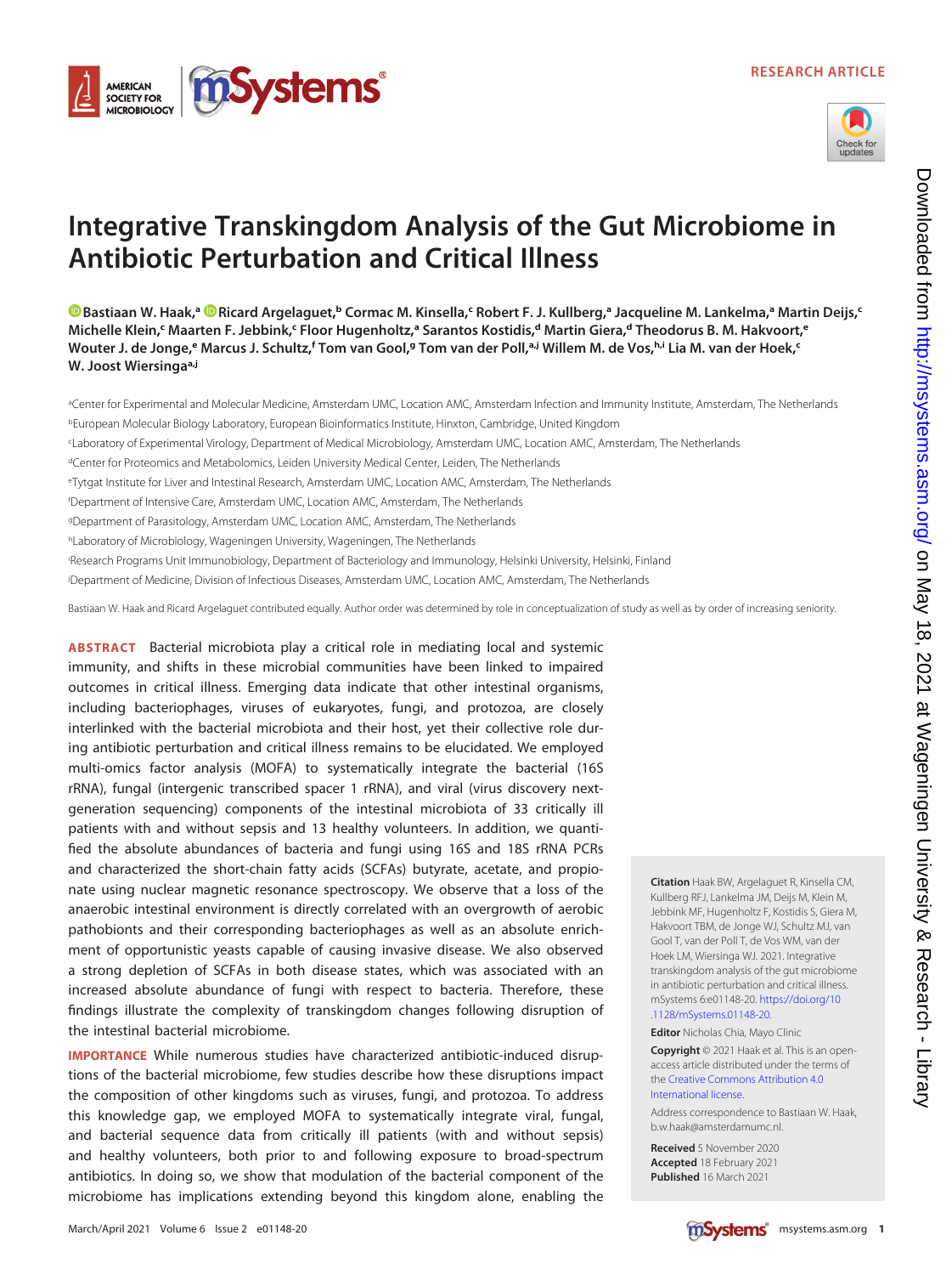RESEARCH ARTICLE

# Integrative Transkingdom Analysis of the Gut Microbiome in Antibiotic Perturbation and Critical Illness

**Bastiaan W. Haak,[a] Ricard Argelaguet,[b] Cormac M. Kinsella,[c] Robert F. J. Kullberg,[a] Jacqueline M. Lankelma,[a] Martin Deijs,[c] Michelle Klein,[c] Maarten F. Jebbink,[c] Floor Hugenholtz,[a] Sarantos Kostidis,[d] Martin Giera,[d] Theodorus B. M. Hakvoort,[e] Wouter J. de Jonge,[e] Marcus J. Schultz,[f] Tom van Gool,[g] Tom van der Poll,[a,j] Willem M. de Vos,[h,i] Lia M. van der Hoek,[c] W. Joost Wiersinga[a,j]**

[a]Center for Experimental and Molecular Medicine, Amsterdam UMC, Location AMC, Amsterdam Infection and Immunity Institute, Amsterdam, The Netherlands
[b]European Molecular Biology Laboratory, European Bioinformatics Institute, Hinxton, Cambridge, United Kingdom
[c]Laboratory of Experimental Virology, Department of Medical Microbiology, Amsterdam UMC, Location AMC, Amsterdam, The Netherlands
[d]Center for Proteomics and Metabolomics, Leiden University Medical Center, Leiden, The Netherlands
[e]Tytgat Institute for Liver and Intestinal Research, Amsterdam UMC, Location AMC, Amsterdam, The Netherlands
[f]Department of Intensive Care, Amsterdam UMC, Location AMC, Amsterdam, The Netherlands
[g]Department of Parasitology, Amsterdam UMC, Location AMC, Amsterdam, The Netherlands
[h]Laboratory of Microbiology, Wageningen University, Wageningen, The Netherlands
[i]Research Programs Unit Immunobiology, Department of Bacteriology and Immunology, Helsinki University, Helsinki, Finland
[j]Department of Medicine, Division of Infectious Diseases, Amsterdam UMC, Location AMC, Amsterdam, The Netherlands

Bastiaan W. Haak and Ricard Argelaguet contributed equally. Author order was determined by role in conceptualization of study as well as by order of increasing seniority.

**ABSTRACT** Bacterial microbiota play a critical role in mediating local and systemic immunity, and shifts in these microbial communities have been linked to impaired outcomes in critical illness. Emerging data indicate that other intestinal organisms, including bacteriophages, viruses of eukaryotes, fungi, and protozoa, are closely interlinked with the bacterial microbiota and their host, yet their collective role during antibiotic perturbation and critical illness remains to be elucidated. We employed multi-omics factor analysis (MOFA) to systematically integrate the bacterial (16S rRNA), fungal (intergenic transcribed spacer 1 rRNA), and viral (virus discovery next-generation sequencing) components of the intestinal microbiota of 33 critically ill patients with and without sepsis and 13 healthy volunteers. In addition, we quantified the absolute abundances of bacteria and fungi using 16S and 18S rRNA PCRs and characterized the short-chain fatty acids (SCFAs) butyrate, acetate, and propionate using nuclear magnetic resonance spectroscopy. We observe that a loss of the anaerobic intestinal environment is directly correlated with an overgrowth of aerobic pathobionts and their corresponding bacteriophages as well as an absolute enrichment of opportunistic yeasts capable of causing invasive disease. We also observed a strong depletion of SCFAs in both disease states, which was associated with an increased absolute abundance of fungi with respect to bacteria. Therefore, these findings illustrate the complexity of transkingdom changes following disruption of the intestinal bacterial microbiome.

**IMPORTANCE** While numerous studies have characterized antibiotic-induced disruptions of the bacterial microbiome, few studies describe how these disruptions impact the composition of other kingdoms such as viruses, fungi, and protozoa. To address this knowledge gap, we employed MOFA to systematically integrate viral, fungal, and bacterial sequence data from critically ill patients (with and without sepsis) and healthy volunteers, both prior to and following exposure to broad-spectrum antibiotics. In doing so, we show that modulation of the bacterial component of the microbiome has implications extending beyond this kingdom alone, enabling the

**Citation** Haak BW, Argelaguet R, Kinsella CM, Kullberg RFJ, Lankelma JM, Deijs M, Klein M, Jebbink MF, Hugenholtz F, Kostidis S, Giera M, Hakvoort TBM, de Jonge WJ, Schultz MJ, van Gool T, van der Poll T, de Vos WM, van der Hoek LM, Wiersinga WJ. 2021. Integrative transkingdom analysis of the gut microbiome in antibiotic perturbation and critical illness. mSystems 6:e01148-20. https://doi.org/10.1128/mSystems.01148-20.

**Editor** Nicholas Chia, Mayo Clinic

**Copyright** © 2021 Haak et al. This is an open-access article distributed under the terms of the Creative Commons Attribution 4.0 International license.

Address correspondence to Bastiaan W. Haak, b.w.haak@amsterdamumc.nl.

**Received** 5 November 2020
**Accepted** 18 February 2021
**Published** 16 March 2021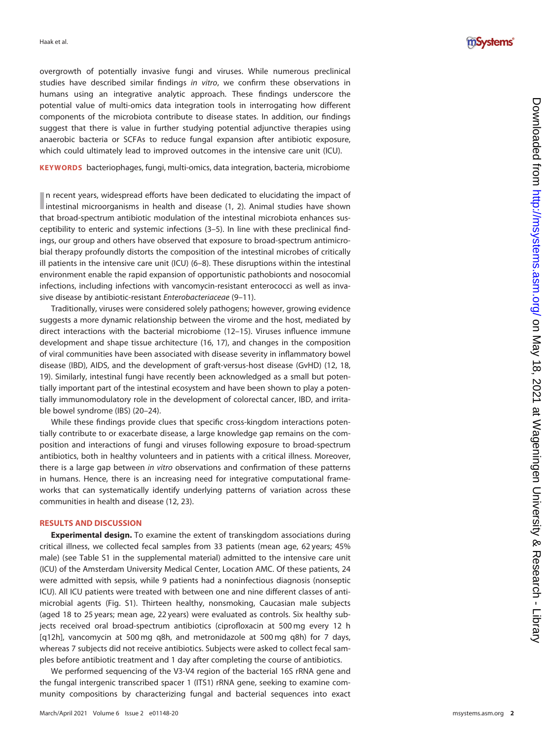overgrowth of potentially invasive fungi and viruses. While numerous preclinical studies have described similar findings *in vitro*, we confirm these observations in humans using an integrative analytic approach. These findings underscore the potential value of multi-omics data integration tools in interrogating how different components of the microbiota contribute to disease states. In addition, our findings suggest that there is value in further studying potential adjunctive therapies using anaerobic bacteria or SCFAs to reduce fungal expansion after antibiotic exposure, which could ultimately lead to improved outcomes in the intensive care unit (ICU).

**KEYWORDS** bacteriophages, fungi, multi-omics, data integration, bacteria, microbiome

In recent years, widespread efforts have been dedicated to elucidating the impact of intestinal microorganisms in health and disease (1, 2). Animal studies have shown that broad-spectrum antibiotic modulation of the intestinal microbiota enhances susceptibility to enteric and systemic infections (3–5). In line with these preclinical findings, our group and others have observed that exposure to broad-spectrum antimicrobial therapy profoundly distorts the composition of the intestinal microbes of critically ill patients in the intensive care unit (ICU) (6–8). These disruptions within the intestinal environment enable the rapid expansion of opportunistic pathobionts and nosocomial infections, including infections with vancomycin-resistant enterococci as well as invasive disease by antibiotic-resistant *Enterobacteriaceae* (9–11).

Traditionally, viruses were considered solely pathogens; however, growing evidence suggests a more dynamic relationship between the virome and the host, mediated by direct interactions with the bacterial microbiome (12–15). Viruses influence immune development and shape tissue architecture (16, 17), and changes in the composition of viral communities have been associated with disease severity in inflammatory bowel disease (IBD), AIDS, and the development of graft-versus-host disease (GvHD) (12, 18, 19). Similarly, intestinal fungi have recently been acknowledged as a small but potentially important part of the intestinal ecosystem and have been shown to play a potentially immunomodulatory role in the development of colorectal cancer, IBD, and irritable bowel syndrome (IBS) (20–24).

While these findings provide clues that specific cross-kingdom interactions potentially contribute to or exacerbate disease, a large knowledge gap remains on the composition and interactions of fungi and viruses following exposure to broad-spectrum antibiotics, both in healthy volunteers and in patients with a critical illness. Moreover, there is a large gap between *in vitro* observations and confirmation of these patterns in humans. Hence, there is an increasing need for integrative computational frameworks that can systematically identify underlying patterns of variation across these communities in health and disease (12, 23).

## RESULTS AND DISCUSSION

**Experimental design.** To examine the extent of transkingdom associations during critical illness, we collected fecal samples from 33 patients (mean age, 62 years; 45% male) (see Table S1 in the supplemental material) admitted to the intensive care unit (ICU) of the Amsterdam University Medical Center, Location AMC. Of these patients, 24 were admitted with sepsis, while 9 patients had a noninfectious diagnosis (nonseptic ICU). All ICU patients were treated with between one and nine different classes of antimicrobial agents (Fig. S1). Thirteen healthy, nonsmoking, Caucasian male subjects (aged 18 to 25 years; mean age, 22 years) were evaluated as controls. Six healthy subjects received oral broad-spectrum antibiotics (ciprofloxacin at 500 mg every 12 h [q12h], vancomycin at 500 mg q8h, and metronidazole at 500 mg q8h) for 7 days, whereas 7 subjects did not receive antibiotics. Subjects were asked to collect fecal samples before antibiotic treatment and 1 day after completing the course of antibiotics.

We performed sequencing of the V3-V4 region of the bacterial 16S rRNA gene and the fungal intergenic transcribed spacer 1 (ITS1) rRNA gene, seeking to examine community compositions by characterizing fungal and bacterial sequences into exact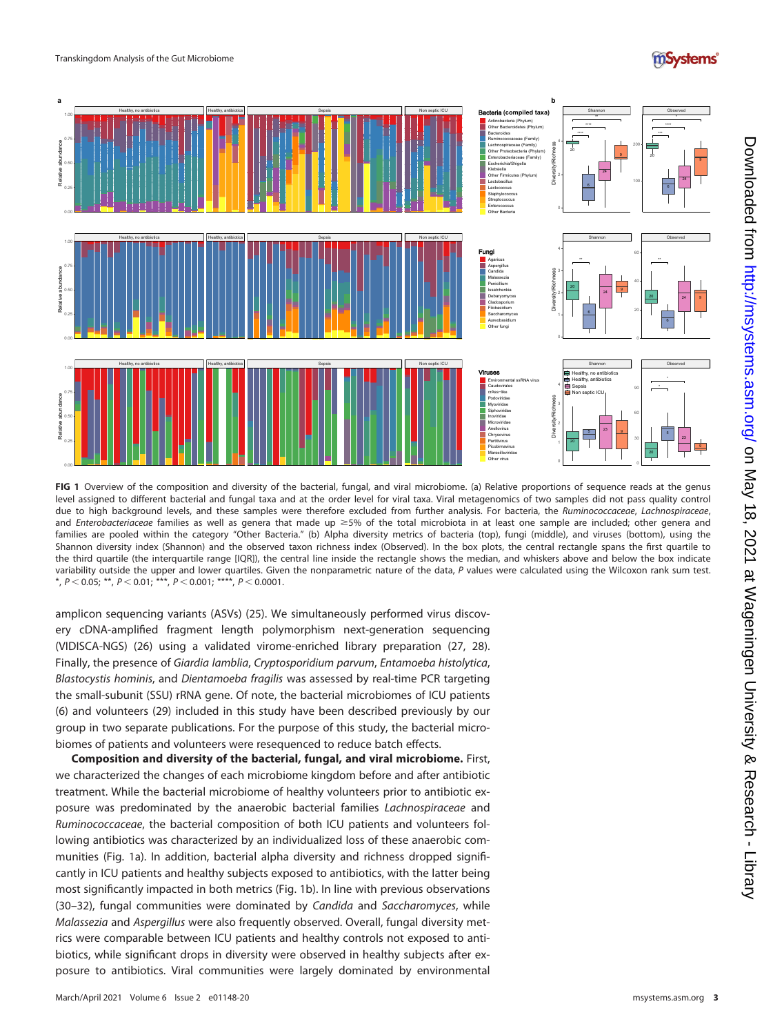FIG 1 Overview of the composition and diversity of the bacterial, fungal, and viral microbiome. (a) Relative proportions of sequence reads at the genus level assigned to different bacterial and fungal taxa and at the order level for viral taxa. Viral metagenomics of two samples did not pass quality control due to high background levels, and these samples were therefore excluded from further analysis. For bacteria, the *Ruminococcaceae*, *Lachnospiraceae*, and *Enterobacteriaceae* families as well as genera that made up ≥5% of the total microbiota in at least one sample are included; other genera and families are pooled within the category "Other Bacteria." (b) Alpha diversity metrics of bacteria (top), fungi (middle), and viruses (bottom), using the Shannon diversity index (Shannon) and the observed taxon richness index (Observed). In the box plots, the central rectangle spans the first quartile to the third quartile (the interquartile range [IQR]), the central line inside the rectangle shows the median, and whiskers above and below the box indicate variability outside the upper and lower quartiles. Given the nonparametric nature of the data, *P* values were calculated using the Wilcoxon rank sum test. *, $P < 0.05$; **, $P < 0.01$; ***, $P < 0.001$; ****, $P < 0.0001$.

amplicon sequencing variants (ASVs) (25). We simultaneously performed virus discovery cDNA-amplified fragment length polymorphism next-generation sequencing (VIDISCA-NGS) (26) using a validated virome-enriched library preparation (27, 28). Finally, the presence of *Giardia lamblia*, *Cryptosporidium parvum*, *Entamoeba histolytica*, *Blastocystis hominis*, and *Dientamoeba fragilis* was assessed by real-time PCR targeting the small-subunit (SSU) rRNA gene. Of note, the bacterial microbiomes of ICU patients (6) and volunteers (29) included in this study have been described previously by our group in two separate publications. For the purpose of this study, the bacterial microbiomes of patients and volunteers were resequenced to reduce batch effects.

**Composition and diversity of the bacterial, fungal, and viral microbiome.** First, we characterized the changes of each microbiome kingdom before and after antibiotic treatment. While the bacterial microbiome of healthy volunteers prior to antibiotic exposure was predominated by the anaerobic bacterial families *Lachnospiraceae* and *Ruminococcaceae*, the bacterial composition of both ICU patients and volunteers following antibiotics was characterized by an individualized loss of these anaerobic communities (Fig. 1a). In addition, bacterial alpha diversity and richness dropped significantly in ICU patients and healthy subjects exposed to antibiotics, with the latter being most significantly impacted in both metrics (Fig. 1b). In line with previous observations (30–32), fungal communities were dominated by *Candida* and *Saccharomyces*, while *Malassezia* and *Aspergillus* were also frequently observed. Overall, fungal diversity metrics were comparable between ICU patients and healthy controls not exposed to antibiotics, while significant drops in diversity were observed in healthy subjects after exposure to antibiotics. Viral communities were largely dominated by environmental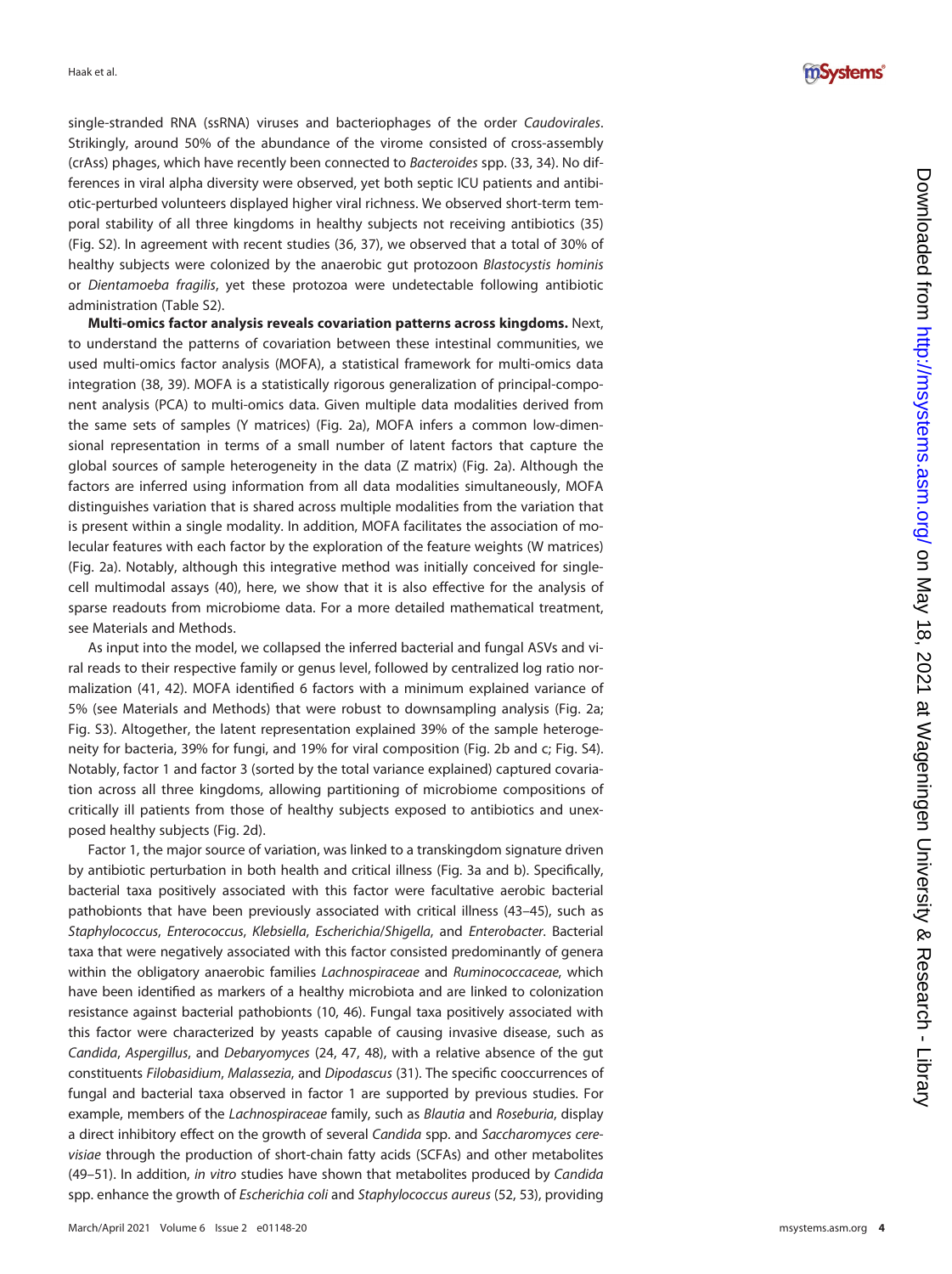single-stranded RNA (ssRNA) viruses and bacteriophages of the order *Caudovirales*. Strikingly, around 50% of the abundance of the virome consisted of cross-assembly (crAss) phages, which have recently been connected to *Bacteroides* spp. (33, 34). No differences in viral alpha diversity were observed, yet both septic ICU patients and antibiotic-perturbed volunteers displayed higher viral richness. We observed short-term temporal stability of all three kingdoms in healthy subjects not receiving antibiotics (35) (Fig. S2). In agreement with recent studies (36, 37), we observed that a total of 30% of healthy subjects were colonized by the anaerobic gut protozoon *Blastocystis hominis* or *Dientamoeba fragilis*, yet these protozoa were undetectable following antibiotic administration (Table S2).

**Multi-omics factor analysis reveals covariation patterns across kingdoms.** Next, to understand the patterns of covariation between these intestinal communities, we used multi-omics factor analysis (MOFA), a statistical framework for multi-omics data integration (38, 39). MOFA is a statistically rigorous generalization of principal-component analysis (PCA) to multi-omics data. Given multiple data modalities derived from the same sets of samples (Y matrices) (Fig. 2a), MOFA infers a common low-dimensional representation in terms of a small number of latent factors that capture the global sources of sample heterogeneity in the data (Z matrix) (Fig. 2a). Although the factors are inferred using information from all data modalities simultaneously, MOFA distinguishes variation that is shared across multiple modalities from the variation that is present within a single modality. In addition, MOFA facilitates the association of molecular features with each factor by the exploration of the feature weights (W matrices) (Fig. 2a). Notably, although this integrative method was initially conceived for single-cell multimodal assays (40), here, we show that it is also effective for the analysis of sparse readouts from microbiome data. For a more detailed mathematical treatment, see Materials and Methods.

As input into the model, we collapsed the inferred bacterial and fungal ASVs and viral reads to their respective family or genus level, followed by centralized log ratio normalization (41, 42). MOFA identified 6 factors with a minimum explained variance of 5% (see Materials and Methods) that were robust to downsampling analysis (Fig. 2a; Fig. S3). Altogether, the latent representation explained 39% of the sample heterogeneity for bacteria, 39% for fungi, and 19% for viral composition (Fig. 2b and c; Fig. S4). Notably, factor 1 and factor 3 (sorted by the total variance explained) captured covariation across all three kingdoms, allowing partitioning of microbiome compositions of critically ill patients from those of healthy subjects exposed to antibiotics and unexposed healthy subjects (Fig. 2d).

Factor 1, the major source of variation, was linked to a transkingdom signature driven by antibiotic perturbation in both health and critical illness (Fig. 3a and b). Specifically, bacterial taxa positively associated with this factor were facultative aerobic bacterial pathobionts that have been previously associated with critical illness (43–45), such as *Staphylococcus*, *Enterococcus*, *Klebsiella*, *Escherichia*/*Shigella*, and *Enterobacter*. Bacterial taxa that were negatively associated with this factor consisted predominantly of genera within the obligatory anaerobic families *Lachnospiraceae* and *Ruminococcaceae*, which have been identified as markers of a healthy microbiota and are linked to colonization resistance against bacterial pathobionts (10, 46). Fungal taxa positively associated with this factor were characterized by yeasts capable of causing invasive disease, such as *Candida*, *Aspergillus*, and *Debaryomyces* (24, 47, 48), with a relative absence of the gut constituents *Filobasidium*, *Malassezia*, and *Dipodascus* (31). The specific cooccurrences of fungal and bacterial taxa observed in factor 1 are supported by previous studies. For example, members of the *Lachnospiraceae* family, such as *Blautia* and *Roseburia*, display a direct inhibitory effect on the growth of several *Candida* spp. and *Saccharomyces cerevisiae* through the production of short-chain fatty acids (SCFAs) and other metabolites (49–51). In addition, *in vitro* studies have shown that metabolites produced by *Candida* spp. enhance the growth of *Escherichia coli* and *Staphylococcus aureus* (52, 53), providing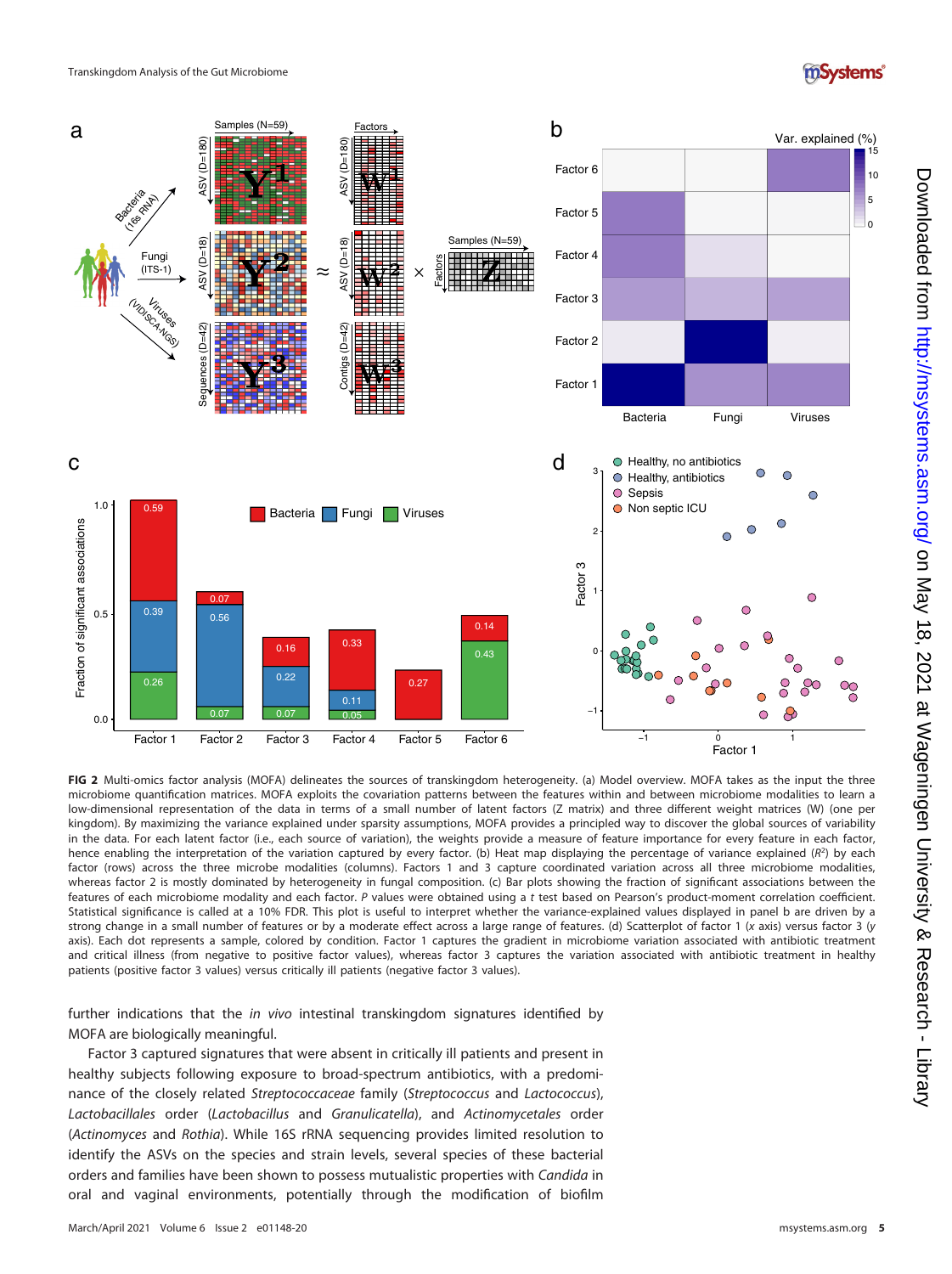**FIG 2** Multi-omics factor analysis (MOFA) delineates the sources of transkingdom heterogeneity. (a) Model overview. MOFA takes as the input the three microbiome quantification matrices. MOFA exploits the covariation patterns between the features within and between microbiome modalities to learn a low-dimensional representation of the data in terms of a small number of latent factors (Z matrix) and three different weight matrices (W) (one per kingdom). By maximizing the variance explained under sparsity assumptions, MOFA provides a principled way to discover the global sources of variability in the data. For each latent factor (i.e., each source of variation), the weights provide a measure of feature importance for every feature in each factor, hence enabling the interpretation of the variation captured by every factor. (b) Heat map displaying the percentage of variance explained ($R^2$) by each factor (rows) across the three microbe modalities (columns). Factors 1 and 3 capture coordinated variation across all three microbiome modalities, whereas factor 2 is mostly dominated by heterogeneity in fungal composition. (c) Bar plots showing the fraction of significant associations between the features of each microbiome modality and each factor. *P* values were obtained using a *t* test based on Pearson's product-moment correlation coefficient. Statistical significance is called at a 10% FDR. This plot is useful to interpret whether the variance-explained values displayed in panel b are driven by a strong change in a small number of features or by a moderate effect across a large range of features. (d) Scatterplot of factor 1 (*x* axis) versus factor 3 (*y* axis). Each dot represents a sample, colored by condition. Factor 1 captures the gradient in microbiome variation associated with antibiotic treatment and critical illness (from negative to positive factor values), whereas factor 3 captures the variation associated with antibiotic treatment in healthy patients (positive factor 3 values) versus critically ill patients (negative factor 3 values).

further indications that the *in vivo* intestinal transkingdom signatures identified by MOFA are biologically meaningful.

Factor 3 captured signatures that were absent in critically ill patients and present in healthy subjects following exposure to broad-spectrum antibiotics, with a predominance of the closely related *Streptococcaceae* family (*Streptococcus* and *Lactococcus*), *Lactobacillales* order (*Lactobacillus* and *Granulicatella*), and *Actinomycetales* order (*Actinomyces* and *Rothia*). While 16S rRNA sequencing provides limited resolution to identify the ASVs on the species and strain levels, several species of these bacterial orders and families have been shown to possess mutualistic properties with *Candida* in oral and vaginal environments, potentially through the modification of biofilm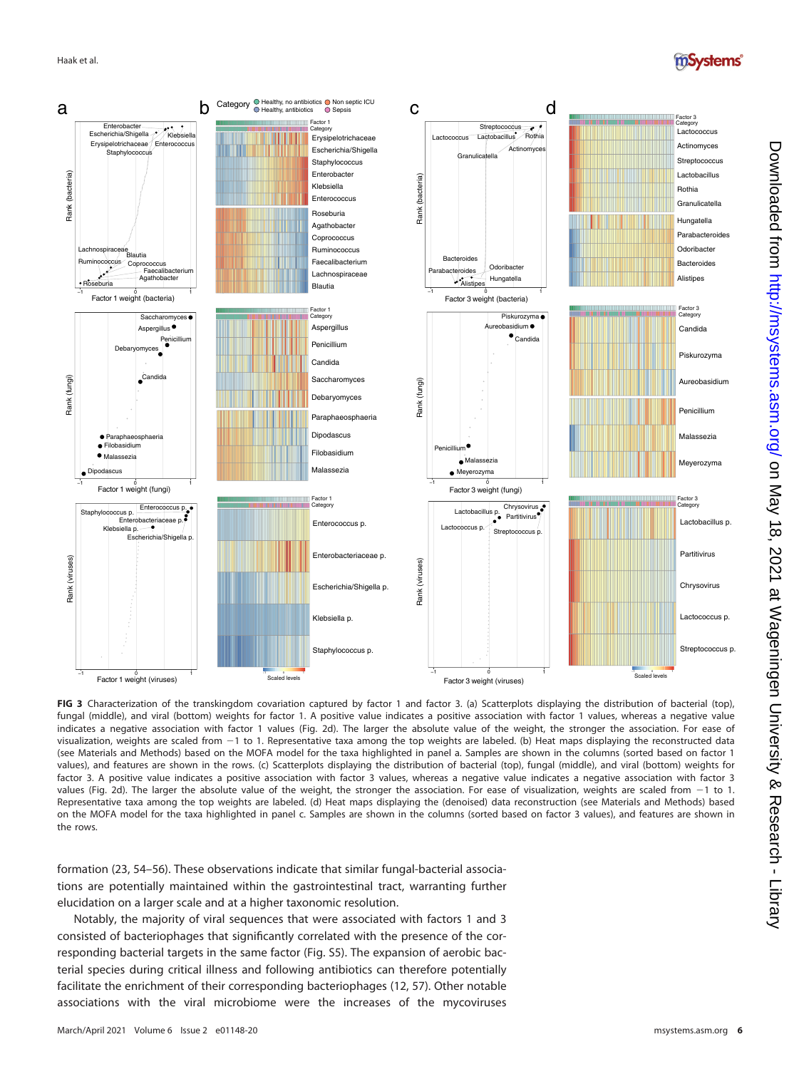**FIG 3** Characterization of the transkingdom covariation captured by factor 1 and factor 3. (a) Scatterplots displaying the distribution of bacterial (top), fungal (middle), and viral (bottom) weights for factor 1. A positive value indicates a positive association with factor 1 values, whereas a negative value indicates a negative association with factor 1 values (Fig. 2d). The larger the absolute value of the weight, the stronger the association. For ease of visualization, weights are scaled from −1 to 1. Representative taxa among the top weights are labeled. (b) Heat maps displaying the reconstructed data (see Materials and Methods) based on the MOFA model for the taxa highlighted in panel a. Samples are shown in the columns (sorted based on factor 1 values), and features are shown in the rows. (c) Scatterplots displaying the distribution of bacterial (top), fungal (middle), and viral (bottom) weights for factor 3. A positive value indicates a positive association with factor 3 values, whereas a negative value indicates a negative association with factor 3 values (Fig. 2d). The larger the absolute value of the weight, the stronger the association. For ease of visualization, weights are scaled from −1 to 1. Representative taxa among the top weights are labeled. (d) Heat maps displaying the (denoised) data reconstruction (see Materials and Methods) based on the MOFA model for the taxa highlighted in panel c. Samples are shown in the columns (sorted based on factor 3 values), and features are shown in the rows.

formation (23, 54–56). These observations indicate that similar fungal-bacterial associations are potentially maintained within the gastrointestinal tract, warranting further elucidation on a larger scale and at a higher taxonomic resolution.

Notably, the majority of viral sequences that were associated with factors 1 and 3 consisted of bacteriophages that significantly correlated with the presence of the corresponding bacterial targets in the same factor (Fig. S5). The expansion of aerobic bacterial species during critical illness and following antibiotics can therefore potentially facilitate the enrichment of their corresponding bacteriophages (12, 57). Other notable associations with the viral microbiome were the increases of the mycoviruses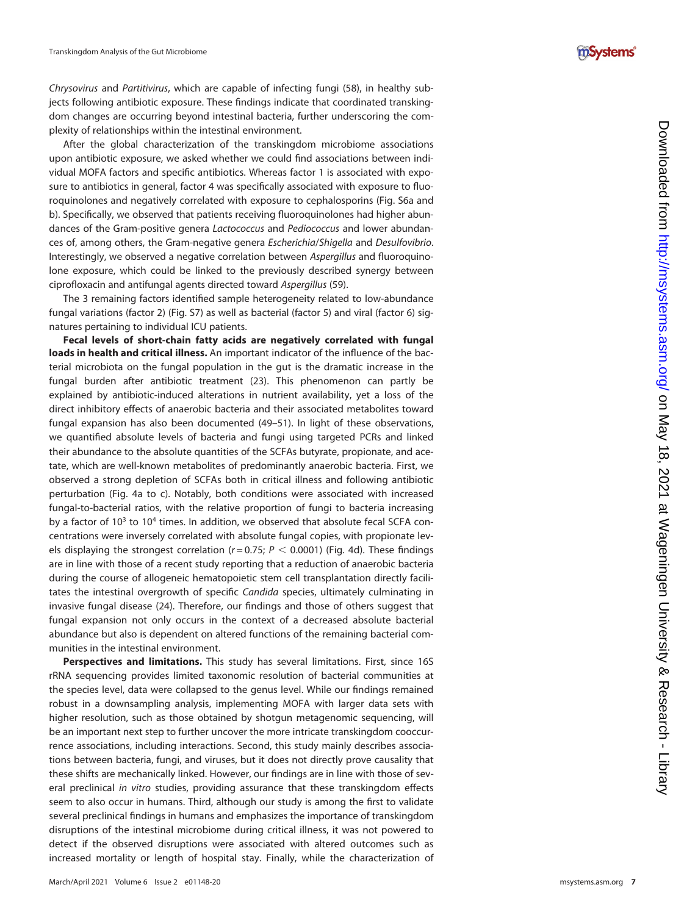*Chrysovirus* and *Partitivirus*, which are capable of infecting fungi (58), in healthy subjects following antibiotic exposure. These findings indicate that coordinated transkingdom changes are occurring beyond intestinal bacteria, further underscoring the complexity of relationships within the intestinal environment.

After the global characterization of the transkingdom microbiome associations upon antibiotic exposure, we asked whether we could find associations between individual MOFA factors and specific antibiotics. Whereas factor 1 is associated with exposure to antibiotics in general, factor 4 was specifically associated with exposure to fluoroquinolones and negatively correlated with exposure to cephalosporins (Fig. S6a and b). Specifically, we observed that patients receiving fluoroquinolones had higher abundances of the Gram-positive genera *Lactococcus* and *Pediococcus* and lower abundances of, among others, the Gram-negative genera *Escherichia*/*Shigella* and *Desulfovibrio*. Interestingly, we observed a negative correlation between *Aspergillus* and fluoroquinolone exposure, which could be linked to the previously described synergy between ciprofloxacin and antifungal agents directed toward *Aspergillus* (59).

The 3 remaining factors identified sample heterogeneity related to low-abundance fungal variations (factor 2) (Fig. S7) as well as bacterial (factor 5) and viral (factor 6) signatures pertaining to individual ICU patients.

**Fecal levels of short-chain fatty acids are negatively correlated with fungal loads in health and critical illness.** An important indicator of the influence of the bacterial microbiota on the fungal population in the gut is the dramatic increase in the fungal burden after antibiotic treatment (23). This phenomenon can partly be explained by antibiotic-induced alterations in nutrient availability, yet a loss of the direct inhibitory effects of anaerobic bacteria and their associated metabolites toward fungal expansion has also been documented (49–51). In light of these observations, we quantified absolute levels of bacteria and fungi using targeted PCRs and linked their abundance to the absolute quantities of the SCFAs butyrate, propionate, and acetate, which are well-known metabolites of predominantly anaerobic bacteria. First, we observed a strong depletion of SCFAs both in critical illness and following antibiotic perturbation (Fig. 4a to c). Notably, both conditions were associated with increased fungal-to-bacterial ratios, with the relative proportion of fungi to bacteria increasing by a factor of $10^3$ to $10^4$ times. In addition, we observed that absolute fecal SCFA concentrations were inversely correlated with absolute fungal copies, with propionate levels displaying the strongest correlation ($r = 0.75$; $P < 0.0001$) (Fig. 4d). These findings are in line with those of a recent study reporting that a reduction of anaerobic bacteria during the course of allogeneic hematopoietic stem cell transplantation directly facilitates the intestinal overgrowth of specific *Candida* species, ultimately culminating in invasive fungal disease (24). Therefore, our findings and those of others suggest that fungal expansion not only occurs in the context of a decreased absolute bacterial abundance but also is dependent on altered functions of the remaining bacterial communities in the intestinal environment.

**Perspectives and limitations.** This study has several limitations. First, since 16S rRNA sequencing provides limited taxonomic resolution of bacterial communities at the species level, data were collapsed to the genus level. While our findings remained robust in a downsampling analysis, implementing MOFA with larger data sets with higher resolution, such as those obtained by shotgun metagenomic sequencing, will be an important next step to further uncover the more intricate transkingdom cooccurrence associations, including interactions. Second, this study mainly describes associations between bacteria, fungi, and viruses, but it does not directly prove causality that these shifts are mechanically linked. However, our findings are in line with those of several preclinical *in vitro* studies, providing assurance that these transkingdom effects seem to also occur in humans. Third, although our study is among the first to validate several preclinical findings in humans and emphasizes the importance of transkingdom disruptions of the intestinal microbiome during critical illness, it was not powered to detect if the observed disruptions were associated with altered outcomes such as increased mortality or length of hospital stay. Finally, while the characterization of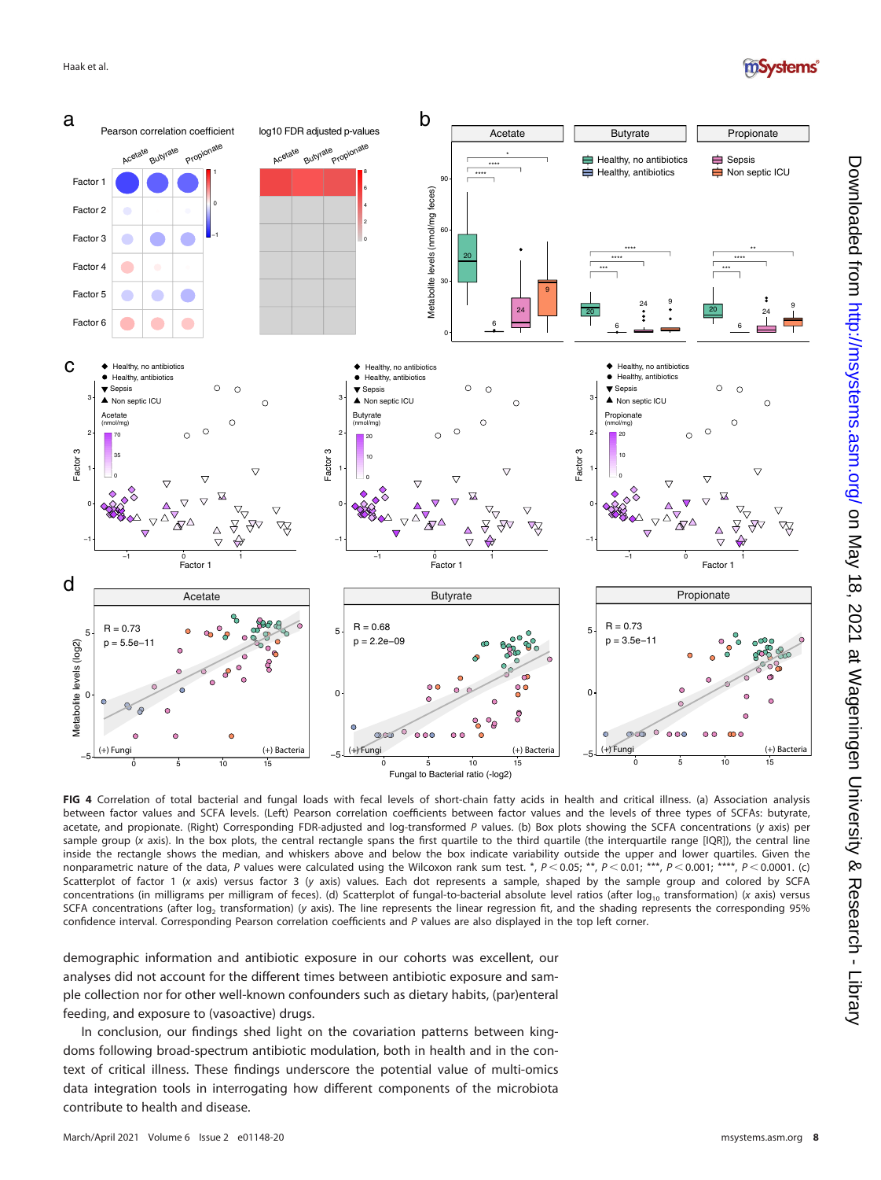**FIG 4** Correlation of total bacterial and fungal loads with fecal levels of short-chain fatty acids in health and critical illness. (a) Association analysis between factor values and SCFA levels. (Left) Pearson correlation coefficients between factor values and the levels of three types of SCFAs: butyrate, acetate, and propionate. (Right) Corresponding FDR-adjusted and log-transformed *P* values. (b) Box plots showing the SCFA concentrations (*y* axis) per sample group (*x* axis). In the box plots, the central rectangle spans the first quartile to the third quartile (the interquartile range [IQR]), the central line inside the rectangle shows the median, and whiskers above and below the box indicate variability outside the upper and lower quartiles. Given the nonparametric nature of the data, *P* values were calculated using the Wilcoxon rank sum test. *, $P < 0.05$; **, $P < 0.01$; ***, $P < 0.001$; ****, $P < 0.0001$. (c) Scatterplot of factor 1 (*x* axis) versus factor 3 (*y* axis) values. Each dot represents a sample, shaped by the sample group and colored by SCFA concentrations (in milligrams per milligram of feces). (d) Scatterplot of fungal-to-bacterial absolute level ratios (after $\log_{10}$ transformation) (*x* axis) versus SCFA concentrations (after $\log_2$ transformation) (*y* axis). The line represents the linear regression fit, and the shading represents the corresponding 95% confidence interval. Corresponding Pearson correlation coefficients and *P* values are also displayed in the top left corner.

demographic information and antibiotic exposure in our cohorts was excellent, our analyses did not account for the different times between antibiotic exposure and sample collection nor for other well-known confounders such as dietary habits, (par)enteral feeding, and exposure to (vasoactive) drugs.

In conclusion, our findings shed light on the covariation patterns between kingdoms following broad-spectrum antibiotic modulation, both in health and in the context of critical illness. These findings underscore the potential value of multi-omics data integration tools in interrogating how different components of the microbiota contribute to health and disease.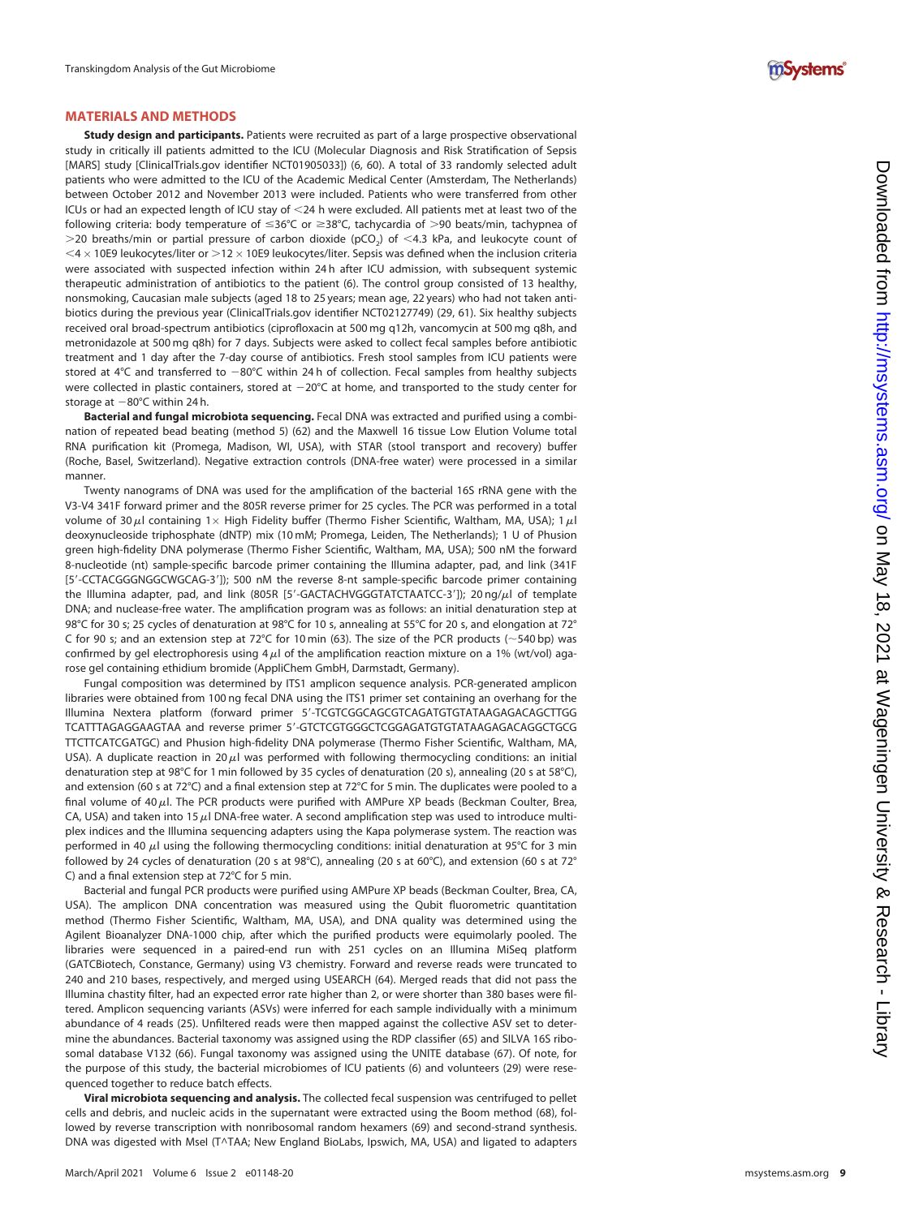## MATERIALS AND METHODS

**Study design and participants.** Patients were recruited as part of a large prospective observational study in critically ill patients admitted to the ICU (Molecular Diagnosis and Risk Stratification of Sepsis [MARS] study [ClinicalTrials.gov identifier NCT01905033]) (6, 60). A total of 33 randomly selected adult patients who were admitted to the ICU of the Academic Medical Center (Amsterdam, The Netherlands) between October 2012 and November 2013 were included. Patients who were transferred from other ICUs or had an expected length of ICU stay of <24 h were excluded. All patients met at least two of the following criteria: body temperature of ≤36°C or ≥38°C, tachycardia of >90 beats/min, tachypnea of >20 breaths/min or partial pressure of carbon dioxide ($pCO_2$) of <4.3 kPa, and leukocyte count of $<4 \times 10E9$ leukocytes/liter or $>12 \times 10E9$ leukocytes/liter. Sepsis was defined when the inclusion criteria were associated with suspected infection within 24 h after ICU admission, with subsequent systemic therapeutic administration of antibiotics to the patient (6). The control group consisted of 13 healthy, nonsmoking, Caucasian male subjects (aged 18 to 25 years; mean age, 22 years) who had not taken antibiotics during the previous year (ClinicalTrials.gov identifier NCT02127749) (29, 61). Six healthy subjects received oral broad-spectrum antibiotics (ciprofloxacin at 500 mg q12h, vancomycin at 500 mg q8h, and metronidazole at 500 mg q8h) for 7 days. Subjects were asked to collect fecal samples before antibiotic treatment and 1 day after the 7-day course of antibiotics. Fresh stool samples from ICU patients were stored at 4°C and transferred to −80°C within 24 h of collection. Fecal samples from healthy subjects were collected in plastic containers, stored at −20°C at home, and transported to the study center for storage at −80°C within 24 h.

**Bacterial and fungal microbiota sequencing.** Fecal DNA was extracted and purified using a combination of repeated bead beating (method 5) (62) and the Maxwell 16 tissue Low Elution Volume total RNA purification kit (Promega, Madison, WI, USA), with STAR (stool transport and recovery) buffer (Roche, Basel, Switzerland). Negative extraction controls (DNA-free water) were processed in a similar manner.

Twenty nanograms of DNA was used for the amplification of the bacterial 16S rRNA gene with the V3-V4 341F forward primer and the 805R reverse primer for 25 cycles. The PCR was performed in a total volume of 30 μl containing 1× High Fidelity buffer (Thermo Fisher Scientific, Waltham, MA, USA); 1 μl deoxynucleoside triphosphate (dNTP) mix (10 mM; Promega, Leiden, The Netherlands); 1 U of Phusion green high-fidelity DNA polymerase (Thermo Fisher Scientific, Waltham, MA, USA); 500 nM the forward 8-nucleotide (nt) sample-specific barcode primer containing the Illumina adapter, pad, and link (341F [5′-CCTACGGGNGGCWGCAG-3′]); 500 nM the reverse 8-nt sample-specific barcode primer containing the Illumina adapter, pad, and link (805R [5′-GACTACHVGGGTATCTAATCC-3′]); 20 ng/μl of template DNA; and nuclease-free water. The amplification program was as follows: an initial denaturation step at 98°C for 30 s; 25 cycles of denaturation at 98°C for 10 s, annealing at 55°C for 20 s, and elongation at 72°C for 90 s; and an extension step at 72°C for 10 min (63). The size of the PCR products (~540 bp) was confirmed by gel electrophoresis using 4 μl of the amplification reaction mixture on a 1% (wt/vol) agarose gel containing ethidium bromide (AppliChem GmbH, Darmstadt, Germany).

Fungal composition was determined by ITS1 amplicon sequence analysis. PCR-generated amplicon libraries were obtained from 100 ng fecal DNA using the ITS1 primer set containing an overhang for the Illumina Nextera platform (forward primer 5′-TCGTCGGCAGCGTCAGATGTGTATAAGAGACAGCTTGGTCATTTAGAGGAAGTAA and reverse primer 5′-GTCTCGTGGGCTCGGAGATGTGTATAAGAGACAGGCTGCGTTCTTCATCGATGC) and Phusion high-fidelity DNA polymerase (Thermo Fisher Scientific, Waltham, MA, USA). A duplicate reaction in 20 μl was performed with following thermocycling conditions: an initial denaturation step at 98°C for 1 min followed by 35 cycles of denaturation (20 s), annealing (20 s at 58°C), and extension (60 s at 72°C) and a final extension step at 72°C for 5 min. The duplicates were pooled to a final volume of 40 μl. The PCR products were purified with AMPure XP beads (Beckman Coulter, Brea, CA, USA) and taken into 15 μl DNA-free water. A second amplification step was used to introduce multiplex indices and the Illumina sequencing adapters using the Kapa polymerase system. The reaction was performed in 40 μl using the following thermocycling conditions: initial denaturation at 95°C for 3 min followed by 24 cycles of denaturation (20 s at 98°C), annealing (20 s at 60°C), and extension (60 s at 72°C) and a final extension step at 72°C for 5 min.

Bacterial and fungal PCR products were purified using AMPure XP beads (Beckman Coulter, Brea, CA, USA). The amplicon DNA concentration was measured using the Qubit fluorometric quantitation method (Thermo Fisher Scientific, Waltham, MA, USA), and DNA quality was determined using the Agilent Bioanalyzer DNA-1000 chip, after which the purified products were equimolarly pooled. The libraries were sequenced in a paired-end run with 251 cycles on an Illumina MiSeq platform (GATCBiotech, Constance, Germany) using V3 chemistry. Forward and reverse reads were truncated to 240 and 210 bases, respectively, and merged using USEARCH (64). Merged reads that did not pass the Illumina chastity filter, had an expected error rate higher than 2, or were shorter than 380 bases were filtered. Amplicon sequencing variants (ASVs) were inferred for each sample individually with a minimum abundance of 4 reads (25). Unfiltered reads were then mapped against the collective ASV set to determine the abundances. Bacterial taxonomy was assigned using the RDP classifier (65) and SILVA 16S ribosomal database V132 (66). Fungal taxonomy was assigned using the UNITE database (67). Of note, for the purpose of this study, the bacterial microbiomes of ICU patients (6) and volunteers (29) were resequenced together to reduce batch effects.

**Viral microbiota sequencing and analysis.** The collected fecal suspension was centrifuged to pellet cells and debris, and nucleic acids in the supernatant were extracted using the Boom method (68), followed by reverse transcription with nonribosomal random hexamers (69) and second-strand synthesis. DNA was digested with MseI (T^TAA; New England BioLabs, Ipswich, MA, USA) and ligated to adapters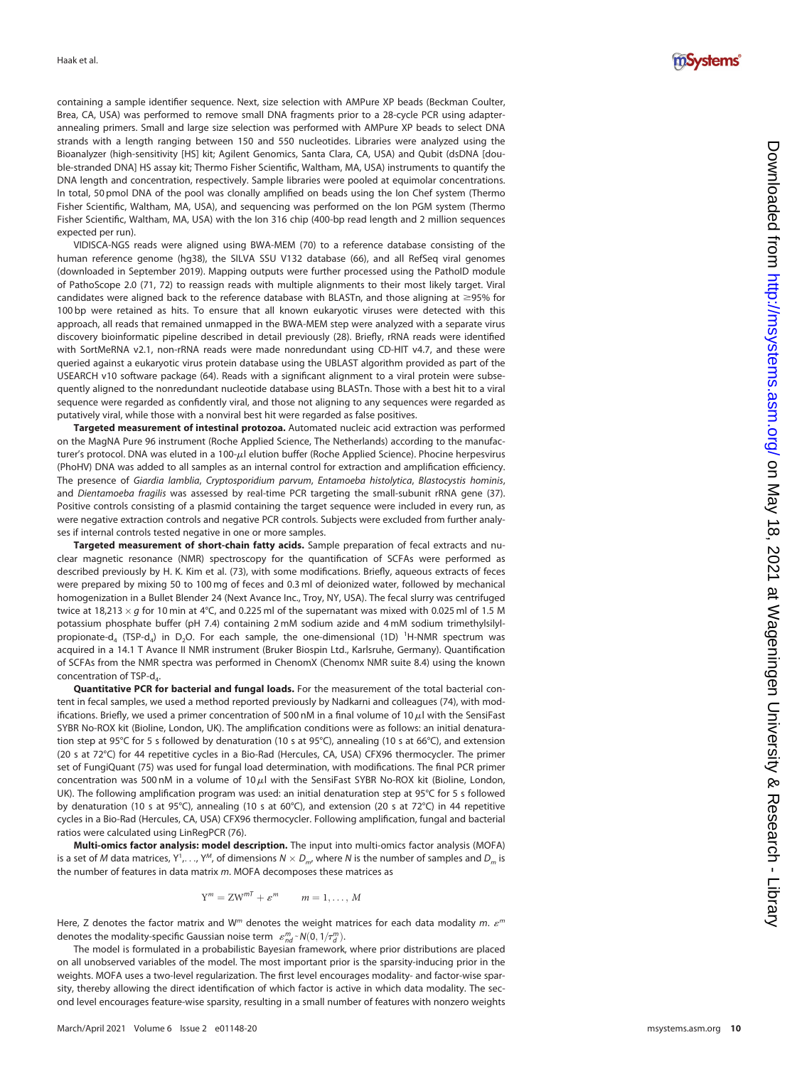containing a sample identifier sequence. Next, size selection with AMPure XP beads (Beckman Coulter, Brea, CA, USA) was performed to remove small DNA fragments prior to a 28-cycle PCR using adapter-annealing primers. Small and large size selection was performed with AMPure XP beads to select DNA strands with a length ranging between 150 and 550 nucleotides. Libraries were analyzed using the Bioanalyzer (high-sensitivity [HS] kit; Agilent Genomics, Santa Clara, CA, USA) and Qubit (dsDNA [double-stranded DNA] HS assay kit; Thermo Fisher Scientific, Waltham, MA, USA) instruments to quantify the DNA length and concentration, respectively. Sample libraries were pooled at equimolar concentrations. In total, 50 pmol DNA of the pool was clonally amplified on beads using the Ion Chef system (Thermo Fisher Scientific, Waltham, MA, USA), and sequencing was performed on the Ion PGM system (Thermo Fisher Scientific, Waltham, MA, USA) with the Ion 316 chip (400-bp read length and 2 million sequences expected per run).

VIDISCA-NGS reads were aligned using BWA-MEM (70) to a reference database consisting of the human reference genome (hg38), the SILVA SSU V132 database (66), and all RefSeq viral genomes (downloaded in September 2019). Mapping outputs were further processed using the PathoID module of PathoScope 2.0 (71, 72) to reassign reads with multiple alignments to their most likely target. Viral candidates were aligned back to the reference database with BLASTn, and those aligning at ≥95% for 100 bp were retained as hits. To ensure that all known eukaryotic viruses were detected with this approach, all reads that remained unmapped in the BWA-MEM step were analyzed with a separate virus discovery bioinformatic pipeline described in detail previously (28). Briefly, rRNA reads were identified with SortMeRNA v2.1, non-rRNA reads were made nonredundant using CD-HIT v4.7, and these were queried against a eukaryotic virus protein database using the UBLAST algorithm provided as part of the USEARCH v10 software package (64). Reads with a significant alignment to a viral protein were subsequently aligned to the nonredundant nucleotide database using BLASTn. Those with a best hit to a viral sequence were regarded as confidently viral, and those not aligning to any sequences were regarded as putatively viral, while those with a nonviral best hit were regarded as false positives.

**Targeted measurement of intestinal protozoa.** Automated nucleic acid extraction was performed on the MagNA Pure 96 instrument (Roche Applied Science, The Netherlands) according to the manufacturer's protocol. DNA was eluted in a 100-$\mu$l elution buffer (Roche Applied Science). Phocine herpesvirus (PhoHV) DNA was added to all samples as an internal control for extraction and amplification efficiency. The presence of *Giardia lamblia*, *Cryptosporidium parvum*, *Entamoeba histolytica*, *Blastocystis hominis*, and *Dientamoeba fragilis* was assessed by real-time PCR targeting the small-subunit rRNA gene (37). Positive controls consisting of a plasmid containing the target sequence were included in every run, as were negative extraction controls and negative PCR controls. Subjects were excluded from further analyses if internal controls tested negative in one or more samples.

**Targeted measurement of short-chain fatty acids.** Sample preparation of fecal extracts and nuclear magnetic resonance (NMR) spectroscopy for the quantification of SCFAs were performed as described previously by H. K. Kim et al. (73), with some modifications. Briefly, aqueous extracts of feces were prepared by mixing 50 to 100 mg of feces and 0.3 ml of deionized water, followed by mechanical homogenization in a Bullet Blender 24 (Next Avance Inc., Troy, NY, USA). The fecal slurry was centrifuged twice at 18,213 × *g* for 10 min at 4°C, and 0.225 ml of the supernatant was mixed with 0.025 ml of 1.5 M potassium phosphate buffer (pH 7.4) containing 2 mM sodium azide and 4 mM sodium trimethylsilylpropionate-$d_4$ (TSP-$d_4$) in $D_2O$. For each sample, the one-dimensional (1D) $^1$H-NMR spectrum was acquired in a 14.1 T Avance II NMR instrument (Bruker Biospin Ltd., Karlsruhe, Germany). Quantification of SCFAs from the NMR spectra was performed in ChenomX (Chenomx NMR suite 8.4) using the known concentration of TSP-$d_4$.

**Quantitative PCR for bacterial and fungal loads.** For the measurement of the total bacterial content in fecal samples, we used a method reported previously by Nadkarni and colleagues (74), with modifications. Briefly, we used a primer concentration of 500 nM in a final volume of 10 $\mu$l with the SensiFast SYBR No-ROX kit (Bioline, London, UK). The amplification conditions were as follows: an initial denaturation step at 95°C for 5 s followed by denaturation (10 s at 95°C), annealing (10 s at 66°C), and extension (20 s at 72°C) for 44 repetitive cycles in a Bio-Rad (Hercules, CA, USA) CFX96 thermocycler. The primer set of FungiQuant (75) was used for fungal load determination, with modifications. The final PCR primer concentration was 500 nM in a volume of 10 $\mu$l with the SensiFast SYBR No-ROX kit (Bioline, London, UK). The following amplification program was used: an initial denaturation step at 95°C for 5 s followed by denaturation (10 s at 95°C), annealing (10 s at 60°C), and extension (20 s at 72°C) in 44 repetitive cycles in a Bio-Rad (Hercules, CA, USA) CFX96 thermocycler. Following amplification, fungal and bacterial ratios were calculated using LinRegPCR (76).

**Multi-omics factor analysis: model description.** The input into multi-omics factor analysis (MOFA) is a set of *M* data matrices, $Y^1, \ldots, Y^M$, of dimensions $N \times D_m$, where *N* is the number of samples and $D_m$ is the number of features in data matrix *m*. MOFA decomposes these matrices as

$$Y^m = ZW^{mT} + \varepsilon^m \qquad m = 1, \ldots, M$$

Here, Z denotes the factor matrix and $W^m$ denotes the weight matrices for each data modality *m*. $\varepsilon^m$ denotes the modality-specific Gaussian noise term $\varepsilon^m_{nd} \sim N(0, 1/\tau^m_d)$.

The model is formulated in a probabilistic Bayesian framework, where prior distributions are placed on all unobserved variables of the model. The most important prior is the sparsity-inducing prior in the weights. MOFA uses a two-level regularization. The first level encourages modality- and factor-wise sparsity, thereby allowing the direct identification of which factor is active in which data modality. The second level encourages feature-wise sparsity, resulting in a small number of features with nonzero weights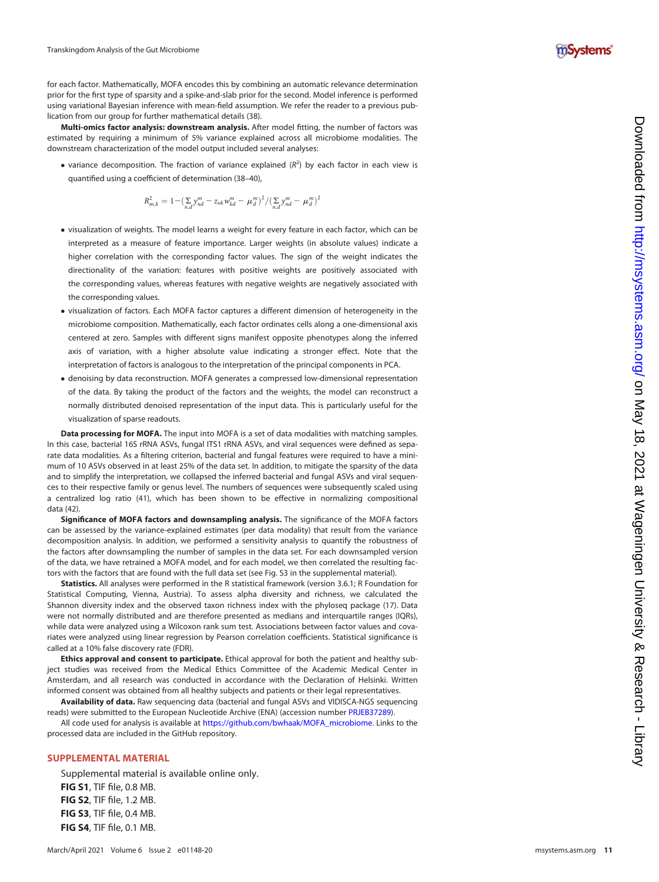for each factor. Mathematically, MOFA encodes this by combining an automatic relevance determination prior for the first type of sparsity and a spike-and-slab prior for the second. Model inference is performed using variational Bayesian inference with mean-field assumption. We refer the reader to a previous publication from our group for further mathematical details (38).

**Multi-omics factor analysis: downstream analysis.** After model fitting, the number of factors was estimated by requiring a minimum of 5% variance explained across all microbiome modalities. The downstream characterization of the model output included several analyses:

- variance decomposition. The fraction of variance explained ($R^2$) by each factor in each view is quantified using a coefficient of determination (38–40),

$$R^2_{m,k} = 1 - \left(\sum_{n,d} y^m_{nd} - z_{nk}w^m_{kd} - \mu^m_d\right)^2 / \left(\sum_{n,d} y^m_{nd} - \mu^m_d\right)^2$$

- visualization of weights. The model learns a weight for every feature in each factor, which can be interpreted as a measure of feature importance. Larger weights (in absolute values) indicate a higher correlation with the corresponding factor values. The sign of the weight indicates the directionality of the variation: features with positive weights are positively associated with the corresponding values, whereas features with negative weights are negatively associated with the corresponding values.
- visualization of factors. Each MOFA factor captures a different dimension of heterogeneity in the microbiome composition. Mathematically, each factor ordinates cells along a one-dimensional axis centered at zero. Samples with different signs manifest opposite phenotypes along the inferred axis of variation, with a higher absolute value indicating a stronger effect. Note that the interpretation of factors is analogous to the interpretation of the principal components in PCA.
- denoising by data reconstruction. MOFA generates a compressed low-dimensional representation of the data. By taking the product of the factors and the weights, the model can reconstruct a normally distributed denoised representation of the input data. This is particularly useful for the visualization of sparse readouts.

**Data processing for MOFA.** The input into MOFA is a set of data modalities with matching samples. In this case, bacterial 16S rRNA ASVs, fungal ITS1 rRNA ASVs, and viral sequences were defined as separate data modalities. As a filtering criterion, bacterial and fungal features were required to have a minimum of 10 ASVs observed in at least 25% of the data set. In addition, to mitigate the sparsity of the data and to simplify the interpretation, we collapsed the inferred bacterial and fungal ASVs and viral sequences to their respective family or genus level. The numbers of sequences were subsequently scaled using a centralized log ratio (41), which has been shown to be effective in normalizing compositional data (42).

**Significance of MOFA factors and downsampling analysis.** The significance of the MOFA factors can be assessed by the variance-explained estimates (per data modality) that result from the variance decomposition analysis. In addition, we performed a sensitivity analysis to quantify the robustness of the factors after downsampling the number of samples in the data set. For each downsampled version of the data, we have retrained a MOFA model, and for each model, we then correlated the resulting factors with the factors that are found with the full data set (see Fig. S3 in the supplemental material).

**Statistics.** All analyses were performed in the R statistical framework (version 3.6.1; R Foundation for Statistical Computing, Vienna, Austria). To assess alpha diversity and richness, we calculated the Shannon diversity index and the observed taxon richness index with the phyloseq package (17). Data were not normally distributed and are therefore presented as medians and interquartile ranges (IQRs), while data were analyzed using a Wilcoxon rank sum test. Associations between factor values and covariates were analyzed using linear regression by Pearson correlation coefficients. Statistical significance is called at a 10% false discovery rate (FDR).

**Ethics approval and consent to participate.** Ethical approval for both the patient and healthy subject studies was received from the Medical Ethics Committee of the Academic Medical Center in Amsterdam, and all research was conducted in accordance with the Declaration of Helsinki. Written informed consent was obtained from all healthy subjects and patients or their legal representatives.

**Availability of data.** Raw sequencing data (bacterial and fungal ASVs and VIDISCA-NGS sequencing reads) were submitted to the European Nucleotide Archive (ENA) (accession number PRJEB37289).

All code used for analysis is available at https://github.com/bwhaak/MOFA_microbiome. Links to the processed data are included in the GitHub repository.

## SUPPLEMENTAL MATERIAL

Supplemental material is available online only.

**FIG S1**, TIF file, 0.8 MB.

**FIG S2**, TIF file, 1.2 MB.

**FIG S3**, TIF file, 0.4 MB.

**FIG S4**, TIF file, 0.1 MB.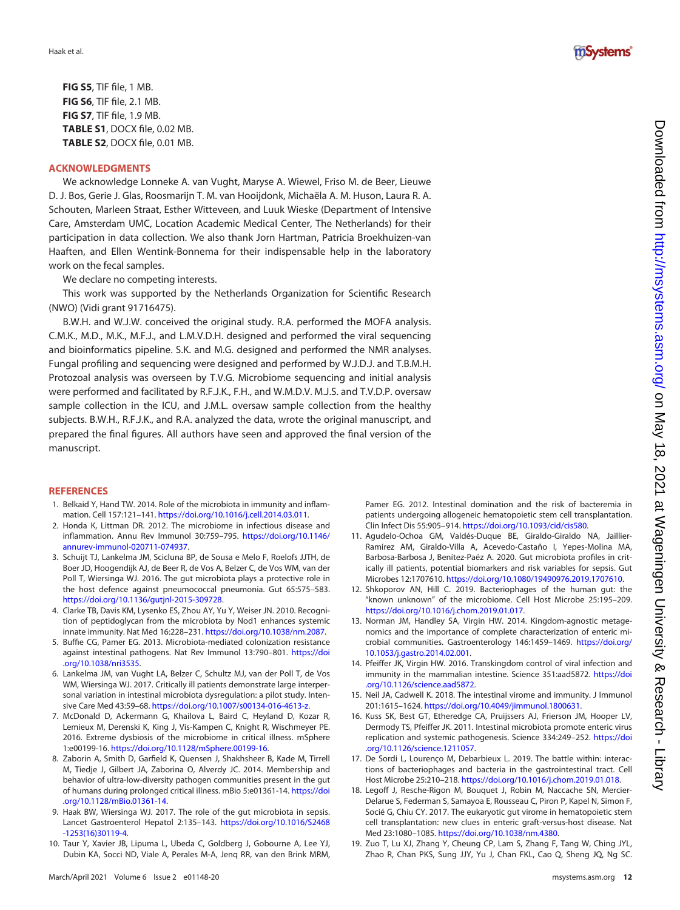**FIG S5**, TIF file, 1 MB.
**FIG S6**, TIF file, 2.1 MB.
**FIG S7**, TIF file, 1.9 MB.
**TABLE S1**, DOCX file, 0.02 MB.
**TABLE S2**, DOCX file, 0.01 MB.

## ACKNOWLEDGMENTS

We acknowledge Lonneke A. van Vught, Maryse A. Wiewel, Friso M. de Beer, Lieuwe D. J. Bos, Gerie J. Glas, Roosmarijn T. M. van Hooijdonk, Michaëla A. M. Huson, Laura R. A. Schouten, Marleen Straat, Esther Witteveen, and Luuk Wieske (Department of Intensive Care, Amsterdam UMC, Location Academic Medical Center, The Netherlands) for their participation in data collection. We also thank Jorn Hartman, Patricia Broekhuizen-van Haaften, and Ellen Wentink-Bonnema for their indispensable help in the laboratory work on the fecal samples.

We declare no competing interests.

This work was supported by the Netherlands Organization for Scientific Research (NWO) (Vidi grant 91716475).

B.W.H. and W.J.W. conceived the original study. R.A. performed the MOFA analysis. C.M.K., M.D., M.K., M.F.J., and L.M.V.D.H. designed and performed the viral sequencing and bioinformatics pipeline. S.K. and M.G. designed and performed the NMR analyses. Fungal profiling and sequencing were designed and performed by W.J.D.J. and T.B.M.H. Protozoal analysis was overseen by T.V.G. Microbiome sequencing and initial analysis were performed and facilitated by R.F.J.K., F.H., and W.M.D.V. M.J.S. and T.V.D.P. oversaw sample collection in the ICU, and J.M.L. oversaw sample collection from the healthy subjects. B.W.H., R.F.J.K., and R.A. analyzed the data, wrote the original manuscript, and prepared the final figures. All authors have seen and approved the final version of the manuscript.

## REFERENCES

1. Belkaid Y, Hand TW. 2014. Role of the microbiota in immunity and inflammation. Cell 157:121–141. https://doi.org/10.1016/j.cell.2014.03.011.
2. Honda K, Littman DR. 2012. The microbiome in infectious disease and inflammation. Annu Rev Immunol 30:759–795. https://doi.org/10.1146/annurev-immunol-020711-074937.
3. Schuijt TJ, Lankelma JM, Scicluna BP, de Sousa e Melo F, Roelofs JJTH, de Boer JD, Hoogendijk AJ, de Beer R, de Vos A, Belzer C, de Vos WM, van der Poll T, Wiersinga WJ. 2016. The gut microbiota plays a protective role in the host defence against pneumococcal pneumonia. Gut 65:575–583. https://doi.org/10.1136/gutjnl-2015-309728.
4. Clarke TB, Davis KM, Lysenko ES, Zhou AY, Yu Y, Weiser JN. 2010. Recognition of peptidoglycan from the microbiota by Nod1 enhances systemic innate immunity. Nat Med 16:228–231. https://doi.org/10.1038/nm.2087.
5. Buffie CG, Pamer EG. 2013. Microbiota-mediated colonization resistance against intestinal pathogens. Nat Rev Immunol 13:790–801. https://doi.org/10.1038/nri3535.
6. Lankelma JM, van Vught LA, Belzer C, Schultz MJ, van der Poll T, de Vos WM, Wiersinga WJ. 2017. Critically ill patients demonstrate large interpersonal variation in intestinal microbiota dysregulation: a pilot study. Intensive Care Med 43:59–68. https://doi.org/10.1007/s00134-016-4613-z.
7. McDonald D, Ackermann G, Khailova L, Baird C, Heyland D, Kozar R, Lemieux M, Derenski K, King J, Vis-Kampen C, Knight R, Wischmeyer PE. 2016. Extreme dysbiosis of the microbiome in critical illness. mSphere 1:e00199-16. https://doi.org/10.1128/mSphere.00199-16.
8. Zaborin A, Smith D, Garfield K, Quensen J, Shakhsheer B, Kade M, Tirrell M, Tiedje J, Gilbert JA, Zaborina O, Alverdy JC. 2014. Membership and behavior of ultra-low-diversity pathogen communities present in the gut of humans during prolonged critical illness. mBio 5:e01361-14. https://doi.org/10.1128/mBio.01361-14.
9. Haak BW, Wiersinga WJ. 2017. The role of the gut microbiota in sepsis. Lancet Gastroenterol Hepatol 2:135–143. https://doi.org/10.1016/S2468-1253(16)30119-4.
10. Taur Y, Xavier JB, Lipuma L, Ubeda C, Goldberg J, Gobourne A, Lee YJ, Dubin KA, Socci ND, Viale A, Perales M-A, Jenq RR, van den Brink MRM, Pamer EG. 2012. Intestinal domination and the risk of bacteremia in patients undergoing allogeneic hematopoietic stem cell transplantation. Clin Infect Dis 55:905–914. https://doi.org/10.1093/cid/cis580.
11. Agudelo-Ochoa GM, Valdés-Duque BE, Giraldo-Giraldo NA, Jaillier-Ramírez AM, Giraldo-Villa A, Acevedo-Castaño I, Yepes-Molina MA, Barbosa-Barbosa J, Benítez-Paéz A. 2020. Gut microbiota profiles in critically ill patients, potential biomarkers and risk variables for sepsis. Gut Microbes 12:1707610. https://doi.org/10.1080/19490976.2019.1707610.
12. Shkoporov AN, Hill C. 2019. Bacteriophages of the human gut: the "known unknown" of the microbiome. Cell Host Microbe 25:195–209. https://doi.org/10.1016/j.chom.2019.01.017.
13. Norman JM, Handley SA, Virgin HW. 2014. Kingdom-agnostic metagenomics and the importance of complete characterization of enteric microbial communities. Gastroenterology 146:1459–1469. https://doi.org/10.1053/j.gastro.2014.02.001.
14. Pfeiffer JK, Virgin HW. 2016. Transkingdom control of viral infection and immunity in the mammalian intestine. Science 351:aad5872. https://doi.org/10.1126/science.aad5872.
15. Neil JA, Cadwell K. 2018. The intestinal virome and immunity. J Immunol 201:1615–1624. https://doi.org/10.4049/jimmunol.1800631.
16. Kuss SK, Best GT, Etheredge CA, Pruijssers AJ, Frierson JM, Hooper LV, Dermody TS, Pfeiffer JK. 2011. Intestinal microbiota promote enteric virus replication and systemic pathogenesis. Science 334:249–252. https://doi.org/10.1126/science.1211057.
17. De Sordi L, Lourenço M, Debarbieux L. 2019. The battle within: interactions of bacteriophages and bacteria in the gastrointestinal tract. Cell Host Microbe 25:210–218. https://doi.org/10.1016/j.chom.2019.01.018.
18. Legoff J, Resche-Rigon M, Bouquet J, Robin M, Naccache SN, Mercier-Delarue S, Federman S, Samayoa E, Rousseau C, Piron P, Kapel N, Simon F, Socié G, Chiu CY. 2017. The eukaryotic gut virome in hematopoietic stem cell transplantation: new clues in enteric graft-versus-host disease. Nat Med 23:1080–1085. https://doi.org/10.1038/nm.4380.
19. Zuo T, Lu XJ, Zhang Y, Cheung CP, Lam S, Zhang F, Tang W, Ching JYL, Zhao R, Chan PKS, Sung JJY, Yu J, Chan FKL, Cao Q, Sheng JQ, Ng SC.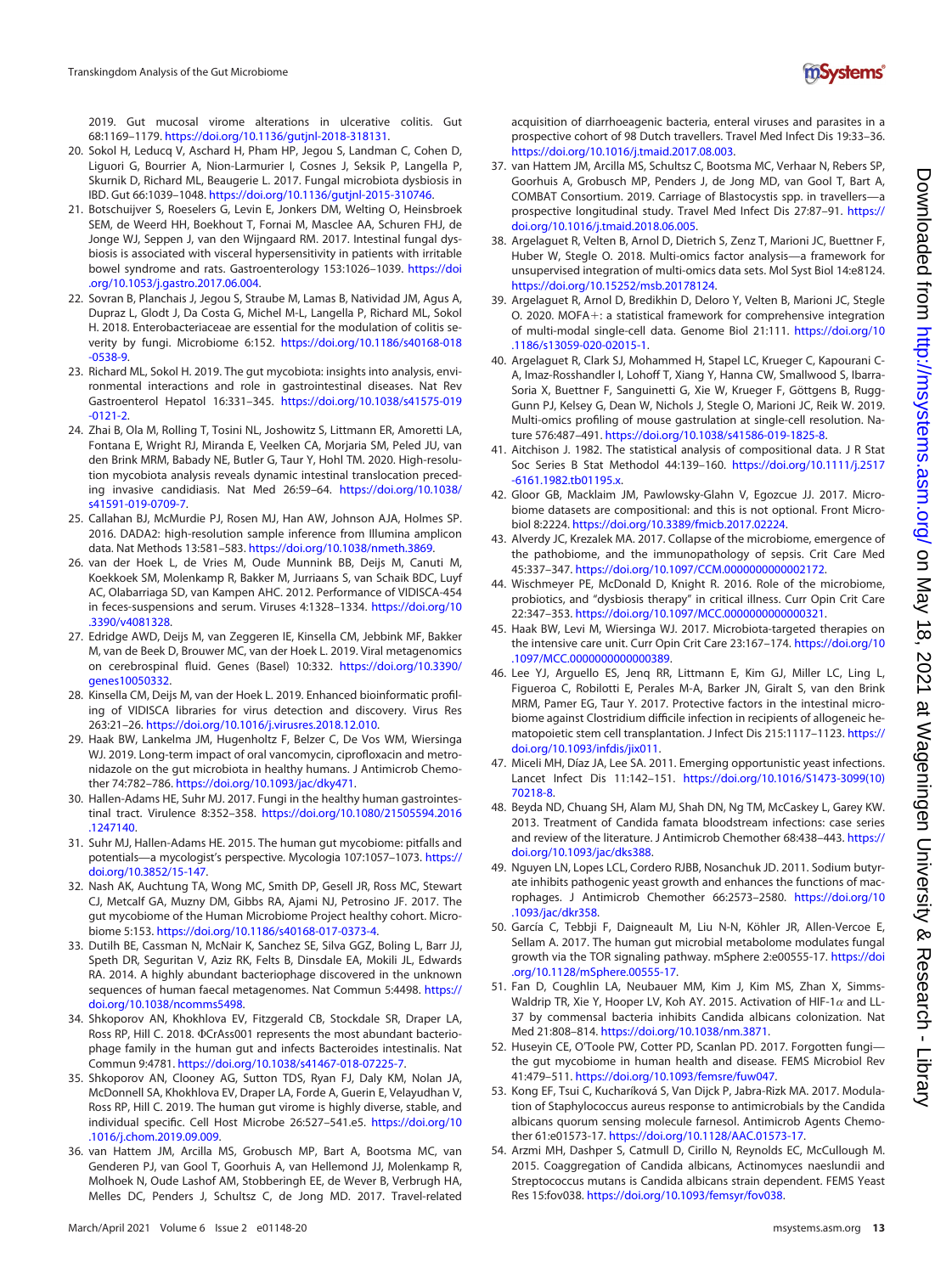2019. Gut mucosal virome alterations in ulcerative colitis. Gut 68:1169–1179. https://doi.org/10.1136/gutjnl-2018-318131.

20. Sokol H, Leducq V, Aschard H, Pham HP, Jegou S, Landman C, Cohen D, Liguori G, Bourrier A, Nion-Larmurier I, Cosnes J, Seksik P, Langella P, Skurnik D, Richard ML, Beaugerie L. 2017. Fungal microbiota dysbiosis in IBD. Gut 66:1039–1048. https://doi.org/10.1136/gutjnl-2015-310746.

21. Botschuijver S, Roeselers G, Levin E, Jonkers DM, Welting O, Heinsbroek SEM, de Weerd HH, Boekhout T, Fornai M, Masclee AA, Schuren FHJ, de Jonge WJ, Seppen J, van den Wijngaard RM. 2017. Intestinal fungal dysbiosis is associated with visceral hypersensitivity in patients with irritable bowel syndrome and rats. Gastroenterology 153:1026–1039. https://doi.org/10.1053/j.gastro.2017.06.004.

22. Sovran B, Planchais J, Jegou S, Straube M, Lamas B, Natividad JM, Agus A, Dupraz L, Glodt J, Da Costa G, Michel M-L, Langella P, Richard ML, Sokol H. 2018. Enterobacteriaceae are essential for the modulation of colitis severity by fungi. Microbiome 6:152. https://doi.org/10.1186/s40168-018-0538-9.

23. Richard ML, Sokol H. 2019. The gut mycobiota: insights into analysis, environmental interactions and role in gastrointestinal diseases. Nat Rev Gastroenterol Hepatol 16:331–345. https://doi.org/10.1038/s41575-019-0121-2.

24. Zhai B, Ola M, Rolling T, Tosini NL, Joshowitz S, Littmann ER, Amoretti LA, Fontana E, Wright RJ, Miranda E, Veelken CA, Morjaria SM, Peled JU, van den Brink MRM, Babady NE, Butler G, Taur Y, Hohl TM. 2020. High-resolution mycobiota analysis reveals dynamic intestinal translocation preceding invasive candidiasis. Nat Med 26:59–64. https://doi.org/10.1038/s41591-019-0709-7.

25. Callahan BJ, McMurdie PJ, Rosen MJ, Han AW, Johnson AJA, Holmes SP. 2016. DADA2: high-resolution sample inference from Illumina amplicon data. Nat Methods 13:581–583. https://doi.org/10.1038/nmeth.3869.

26. van der Hoek L, de Vries M, Oude Munnink BB, Deijs M, Canuti M, Koekkoek SM, Molenkamp R, Bakker M, Jurriaans S, van Schaik BDC, Luyf AC, Olabarriaga SD, van Kampen AHC. 2012. Performance of VIDISCA-454 in feces-suspensions and serum. Viruses 4:1328–1334. https://doi.org/10.3390/v4081328.

27. Edridge AWD, Deijs M, van Zeggeren IE, Kinsella CM, Jebbink MF, Bakker M, van de Beek D, Brouwer MC, van der Hoek L. 2019. Viral metagenomics on cerebrospinal fluid. Genes (Basel) 10:332. https://doi.org/10.3390/genes10050332.

28. Kinsella CM, Deijs M, van der Hoek L. 2019. Enhanced bioinformatic profiling of VIDISCA libraries for virus detection and discovery. Virus Res 263:21–26. https://doi.org/10.1016/j.virusres.2018.12.010.

29. Haak BW, Lankelma JM, Hugenholtz F, Belzer C, De Vos WM, Wiersinga WJ. 2019. Long-term impact of oral vancomycin, ciprofloxacin and metronidazole on the gut microbiota in healthy humans. J Antimicrob Chemother 74:782–786. https://doi.org/10.1093/jac/dky471.

30. Hallen-Adams HE, Suhr MJ. 2017. Fungi in the healthy human gastrointestinal tract. Virulence 8:352–358. https://doi.org/10.1080/21505594.2016.1247140.

31. Suhr MJ, Hallen-Adams HE. 2015. The human gut mycobiome: pitfalls and potentials—a mycologist's perspective. Mycologia 107:1057–1073. https://doi.org/10.3852/15-147.

32. Nash AK, Auchtung TA, Wong MC, Smith DP, Gesell JR, Ross MC, Stewart CJ, Metcalf GA, Muzny DM, Gibbs RA, Ajami NJ, Petrosino JF. 2017. The gut mycobiome of the Human Microbiome Project healthy cohort. Microbiome 5:153. https://doi.org/10.1186/s40168-017-0373-4.

33. Dutilh BE, Cassman N, McNair K, Sanchez SE, Silva GGZ, Boling L, Barr JJ, Speth DR, Seguritan V, Aziz RK, Felts B, Dinsdale EA, Mokili JL, Edwards RA. 2014. A highly abundant bacteriophage discovered in the unknown sequences of human faecal metagenomes. Nat Commun 5:4498. https://doi.org/10.1038/ncomms5498.

34. Shkoporov AN, Khokhlova EV, Fitzgerald CB, Stockdale SR, Draper LA, Ross RP, Hill C. 2018. ΦCrAss001 represents the most abundant bacteriophage family in the human gut and infects Bacteroides intestinalis. Nat Commun 9:4781. https://doi.org/10.1038/s41467-018-07225-7.

35. Shkoporov AN, Clooney AG, Sutton TDS, Ryan FJ, Daly KM, Nolan JA, McDonnell SA, Khokhlova EV, Draper LA, Forde A, Guerin E, Velayudhan V, Ross RP, Hill C. 2019. The human gut virome is highly diverse, stable, and individual specific. Cell Host Microbe 26:527–541.e5. https://doi.org/10.1016/j.chom.2019.09.009.

36. van Hattem JM, Arcilla MS, Grobusch MP, Bart A, Bootsma MC, van Genderen PJ, van Gool T, Goorhuis A, van Hellemond JJ, Molenkamp R, Molhoek N, Oude Lashof AM, Stobberingh EE, de Wever B, Verbrugh HA, Melles DC, Penders J, Schultsz C, de Jong MD. 2017. Travel-related acquisition of diarrhoeagenic bacteria, enteral viruses and parasites in a prospective cohort of 98 Dutch travellers. Travel Med Infect Dis 19:33–36. https://doi.org/10.1016/j.tmaid.2017.08.003.

37. van Hattem JM, Arcilla MS, Schultsz C, Bootsma MC, Verhaar N, Rebers SP, Goorhuis A, Grobusch MP, Penders J, de Jong MD, van Gool T, Bart A, COMBAT Consortium. 2019. Carriage of Blastocystis spp. in travellers—a prospective longitudinal study. Travel Med Infect Dis 27:87–91. https://doi.org/10.1016/j.tmaid.2018.06.005.

38. Argelaguet R, Velten B, Arnol D, Dietrich S, Zenz T, Marioni JC, Buettner F, Huber W, Stegle O. 2018. Multi-omics factor analysis—a framework for unsupervised integration of multi-omics data sets. Mol Syst Biol 14:e8124. https://doi.org/10.15252/msb.20178124.

39. Argelaguet R, Arnol D, Bredikhin D, Deloro Y, Velten B, Marioni JC, Stegle O. 2020. MOFA+: a statistical framework for comprehensive integration of multi-modal single-cell data. Genome Biol 21:111. https://doi.org/10.1186/s13059-020-02015-1.

40. Argelaguet R, Clark SJ, Mohammed H, Stapel LC, Krueger C, Kapourani C-A, Imaz-Rosshandler I, Lohoff T, Xiang Y, Hanna CW, Smallwood S, Ibarra-Soria X, Buettner F, Sanguinetti G, Xie W, Krueger F, Göttgens B, Rugg-Gunn PJ, Kelsey G, Dean W, Nichols J, Stegle O, Marioni JC, Reik W. 2019. Multi-omics profiling of mouse gastrulation at single-cell resolution. Nature 576:487–491. https://doi.org/10.1038/s41586-019-1825-8.

41. Aitchison J. 1982. The statistical analysis of compositional data. J R Stat Soc Series B Stat Methodol 44:139–160. https://doi.org/10.1111/j.2517-6161.1982.tb01195.x.

42. Gloor GB, Macklaim JM, Pawlowsky-Glahn V, Egozcue JJ. 2017. Microbiome datasets are compositional: and this is not optional. Front Microbiol 8:2224. https://doi.org/10.3389/fmicb.2017.02224.

43. Alverdy JC, Krezalek MA. 2017. Collapse of the microbiome, emergence of the pathobiome, and the immunopathology of sepsis. Crit Care Med 45:337–347. https://doi.org/10.1097/CCM.0000000000002172.

44. Wischmeyer PE, McDonald D, Knight R. 2016. Role of the microbiome, probiotics, and "dysbiosis therapy" in critical illness. Curr Opin Crit Care 22:347–353. https://doi.org/10.1097/MCC.0000000000000321.

45. Haak BW, Levi M, Wiersinga WJ. 2017. Microbiota-targeted therapies on the intensive care unit. Curr Opin Crit Care 23:167–174. https://doi.org/10.1097/MCC.0000000000000389.

46. Lee YJ, Arguello ES, Jenq RR, Littmann E, Kim GJ, Miller LC, Ling L, Figueroa C, Robilotti E, Perales M-A, Barker JN, Giralt S, van den Brink MRM, Pamer EG, Taur Y. 2017. Protective factors in the intestinal microbiome against Clostridium difficile infection in recipients of allogeneic hematopoietic stem cell transplantation. J Infect Dis 215:1117–1123. https://doi.org/10.1093/infdis/jix011.

47. Miceli MH, Díaz JA, Lee SA. 2011. Emerging opportunistic yeast infections. Lancet Infect Dis 11:142–151. https://doi.org/10.1016/S1473-3099(10)70218-8.

48. Beyda ND, Chuang SH, Alam MJ, Shah DN, Ng TM, McCaskey L, Garey KW. 2013. Treatment of Candida famata bloodstream infections: case series and review of the literature. J Antimicrob Chemother 68:438–443. https://doi.org/10.1093/jac/dks388.

49. Nguyen LN, Lopes LCL, Cordero RJBB, Nosanchuk JD. 2011. Sodium butyrate inhibits pathogenic yeast growth and enhances the functions of macrophages. J Antimicrob Chemother 66:2573–2580. https://doi.org/10.1093/jac/dkr358.

50. García C, Tebbji F, Daigneault M, Liu N-N, Köhler JR, Allen-Vercoe E, Sellam A. 2017. The human gut microbial metabolome modulates fungal growth via the TOR signaling pathway. mSphere 2:e00555-17. https://doi.org/10.1128/mSphere.00555-17.

51. Fan D, Coughlin LA, Neubauer MM, Kim J, Kim MS, Zhan X, Simms-Waldrip TR, Xie Y, Hooper LV, Koh AY. 2015. Activation of HIF-1$\alpha$ and LL-37 by commensal bacteria inhibits Candida albicans colonization. Nat Med 21:808–814. https://doi.org/10.1038/nm.3871.

52. Huseyin CE, O'Toole PW, Cotter PD, Scanlan PD. 2017. Forgotten fungi—the gut mycobiome in human health and disease. FEMS Microbiol Rev 41:479–511. https://doi.org/10.1093/femsre/fuw047.

53. Kong EF, Tsui C, Kucharíková S, Van Dijck P, Jabra-Rizk MA. 2017. Modulation of Staphylococcus aureus response to antimicrobials by the Candida albicans quorum sensing molecule farnesol. Antimicrob Agents Chemother 61:e01573-17. https://doi.org/10.1128/AAC.01573-17.

54. Arzmi MH, Dashper S, Catmull D, Cirillo N, Reynolds EC, McCullough M. 2015. Coaggregation of Candida albicans, Actinomyces naeslundii and Streptococcus mutans is Candida albicans strain dependent. FEMS Yeast Res 15:fov038. https://doi.org/10.1093/femsyr/fov038.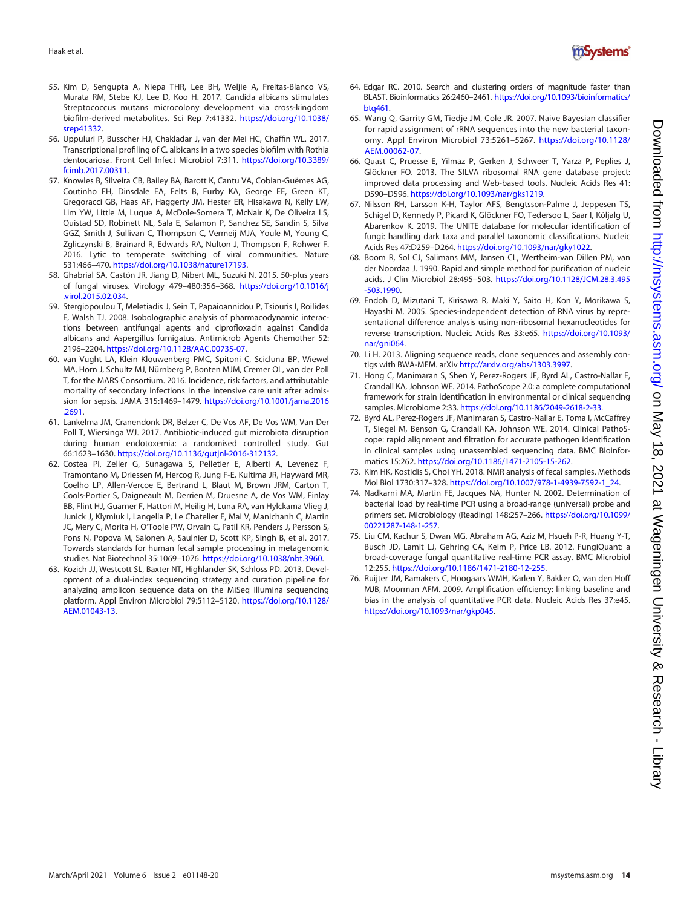55. Kim D, Sengupta A, Niepa THR, Lee BH, Weljie A, Freitas-Blanco VS, Murata RM, Stebe KJ, Lee D, Koo H. 2017. Candida albicans stimulates Streptococcus mutans microcolony development via cross-kingdom biofilm-derived metabolites. Sci Rep 7:41332. https://doi.org/10.1038/srep41332.
56. Uppuluri P, Busscher HJ, Chakladar J, van der Mei HC, Chaffin WL. 2017. Transcriptional profiling of C. albicans in a two species biofilm with Rothia dentocariosa. Front Cell Infect Microbiol 7:311. https://doi.org/10.3389/fcimb.2017.00311.
57. Knowles B, Silveira CB, Bailey BA, Barott K, Cantu VA, Cobián-Guëmes AG, Coutinho FH, Dinsdale EA, Felts B, Furby KA, George EE, Green KT, Gregoracci GB, Haas AF, Haggerty JM, Hester ER, Hisakawa N, Kelly LW, Lim YW, Little M, Luque A, McDole-Somera T, McNair K, De Oliveira LS, Quistad SD, Robinett NL, Sala E, Salamon P, Sanchez SE, Sandin S, Silva GGZ, Smith J, Sullivan C, Thompson C, Vermeij MJA, Youle M, Young C, Zgliczynski B, Brainard R, Edwards RA, Nulton J, Thompson F, Rohwer F. 2016. Lytic to temperate switching of viral communities. Nature 531:466–470. https://doi.org/10.1038/nature17193.
58. Ghabrial SA, Castón JR, Jiang D, Nibert ML, Suzuki N. 2015. 50-plus years of fungal viruses. Virology 479–480:356–368. https://doi.org/10.1016/j.virol.2015.02.034.
59. Stergiopoulou T, Meletiadis J, Sein T, Papaioannidou P, Tsiouris I, Roilides E, Walsh TJ. 2008. Isobolographic analysis of pharmacodynamic interactions between antifungal agents and ciprofloxacin against Candida albicans and Aspergillus fumigatus. Antimicrob Agents Chemother 52: 2196–2204. https://doi.org/10.1128/AAC.00735-07.
60. van Vught LA, Klein Klouwenberg PMC, Spitoni C, Scicluna BP, Wiewel MA, Horn J, Schultz MJ, Nürnberg P, Bonten MJM, Cremer OL, van der Poll T, for the MARS Consortium. 2016. Incidence, risk factors, and attributable mortality of secondary infections in the intensive care unit after admission for sepsis. JAMA 315:1469–1479. https://doi.org/10.1001/jama.2016.2691.
61. Lankelma JM, Cranendonk DR, Belzer C, De Vos AF, De Vos WM, Van Der Poll T, Wiersinga WJ. 2017. Antibiotic-induced gut microbiota disruption during human endotoxemia: a randomised controlled study. Gut 66:1623–1630. https://doi.org/10.1136/gutjnl-2016-312132.
62. Costea PI, Zeller G, Sunagawa S, Pelletier E, Alberti A, Levenez F, Tramontano M, Driessen M, Hercog R, Jung F-E, Kultima JR, Hayward MR, Coelho LP, Allen-Vercoe E, Bertrand L, Blaut M, Brown JRM, Carton T, Cools-Portier S, Daigneault M, Derrien M, Druesne A, de Vos WM, Finlay BB, Flint HJ, Guarner F, Hattori M, Heilig H, Luna RA, van Hylckama Vlieg J, Junick J, Klymiuk I, Langella P, Le Chatelier E, Mai V, Manichanh C, Martin JC, Mery C, Morita H, O'Toole PW, Orvain C, Patil KR, Penders J, Persson S, Pons N, Popova M, Salonen A, Saulnier D, Scott KP, Singh B, et al. 2017. Towards standards for human fecal sample processing in metagenomic studies. Nat Biotechnol 35:1069–1076. https://doi.org/10.1038/nbt.3960.
63. Kozich JJ, Westcott SL, Baxter NT, Highlander SK, Schloss PD. 2013. Development of a dual-index sequencing strategy and curation pipeline for analyzing amplicon sequence data on the MiSeq Illumina sequencing platform. Appl Environ Microbiol 79:5112–5120. https://doi.org/10.1128/AEM.01043-13.
64. Edgar RC. 2010. Search and clustering orders of magnitude faster than BLAST. Bioinformatics 26:2460–2461. https://doi.org/10.1093/bioinformatics/btq461.
65. Wang Q, Garrity GM, Tiedje JM, Cole JR. 2007. Naive Bayesian classifier for rapid assignment of rRNA sequences into the new bacterial taxonomy. Appl Environ Microbiol 73:5261–5267. https://doi.org/10.1128/AEM.00062-07.
66. Quast C, Pruesse E, Yilmaz P, Gerken J, Schweer T, Yarza P, Peplies J, Glöckner FO. 2013. The SILVA ribosomal RNA gene database project: improved data processing and Web-based tools. Nucleic Acids Res 41: D590–D596. https://doi.org/10.1093/nar/gks1219.
67. Nilsson RH, Larsson K-H, Taylor AFS, Bengtsson-Palme J, Jeppesen TS, Schigel D, Kennedy P, Picard K, Glöckner FO, Tedersoo L, Saar I, Kõljalg U, Abarenkov K. 2019. The UNITE database for molecular identification of fungi: handling dark taxa and parallel taxonomic classifications. Nucleic Acids Res 47:D259–D264. https://doi.org/10.1093/nar/gky1022.
68. Boom R, Sol CJ, Salimans MM, Jansen CL, Wertheim-van Dillen PM, van der Noordaa J. 1990. Rapid and simple method for purification of nucleic acids. J Clin Microbiol 28:495–503. https://doi.org/10.1128/JCM.28.3.495-503.1990.
69. Endoh D, Mizutani T, Kirisawa R, Maki Y, Saito H, Kon Y, Morikawa S, Hayashi M. 2005. Species-independent detection of RNA virus by representational difference analysis using non-ribosomal hexanucleotides for reverse transcription. Nucleic Acids Res 33:e65. https://doi.org/10.1093/nar/gni064.
70. Li H. 2013. Aligning sequence reads, clone sequences and assembly contigs with BWA-MEM. arXiv http://arxiv.org/abs/1303.3997.
71. Hong C, Manimaran S, Shen Y, Perez-Rogers JF, Byrd AL, Castro-Nallar E, Crandall KA, Johnson WE. 2014. PathoScope 2.0: a complete computational framework for strain identification in environmental or clinical sequencing samples. Microbiome 2:33. https://doi.org/10.1186/2049-2618-2-33.
72. Byrd AL, Perez-Rogers JF, Manimaran S, Castro-Nallar E, Toma I, McCaffrey T, Siegel M, Benson G, Crandall KA, Johnson WE. 2014. Clinical PathoScope: rapid alignment and filtration for accurate pathogen identification in clinical samples using unassembled sequencing data. BMC Bioinformatics 15:262. https://doi.org/10.1186/1471-2105-15-262.
73. Kim HK, Kostidis S, Choi YH. 2018. NMR analysis of fecal samples. Methods Mol Biol 1730:317–328. https://doi.org/10.1007/978-1-4939-7592-1_24.
74. Nadkarni MA, Martin FE, Jacques NA, Hunter N. 2002. Determination of bacterial load by real-time PCR using a broad-range (universal) probe and primers set. Microbiology (Reading) 148:257–266. https://doi.org/10.1099/00221287-148-1-257.
75. Liu CM, Kachur S, Dwan MG, Abraham AG, Aziz M, Hsueh P-R, Huang Y-T, Busch JD, Lamit LJ, Gehring CA, Keim P, Price LB. 2012. FungiQuant: a broad-coverage fungal quantitative real-time PCR assay. BMC Microbiol 12:255. https://doi.org/10.1186/1471-2180-12-255.
76. Ruijter JM, Ramakers C, Hoogaars WMH, Karlen Y, Bakker O, van den Hoff MJB, Moorman AFM. 2009. Amplification efficiency: linking baseline and bias in the analysis of quantitative PCR data. Nucleic Acids Res 37:e45. https://doi.org/10.1093/nar/gkp045.